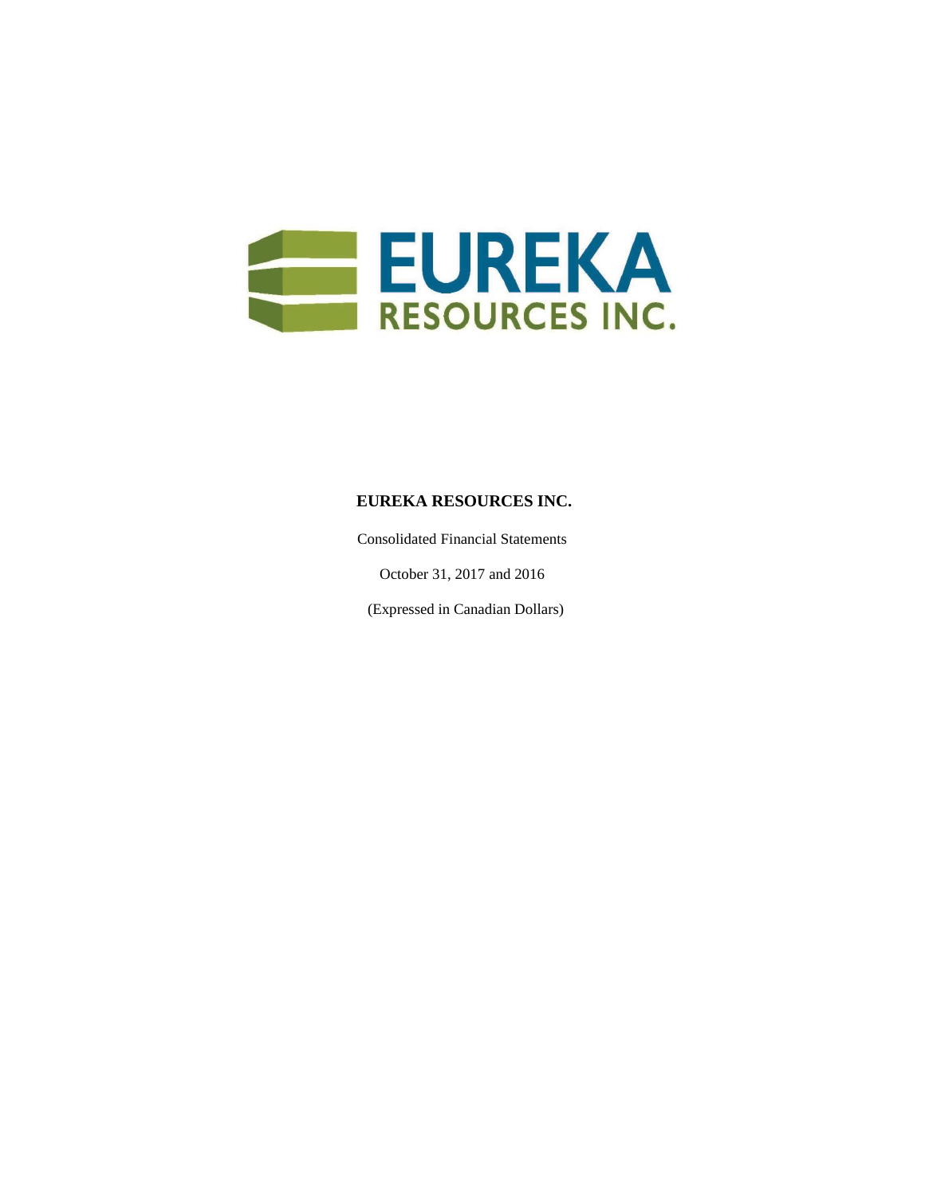# EUREKA RESOURCES INC.

Consolidated Financial Statements

October 31, 2017 and 2016

(Expressed in Canadian Dollars)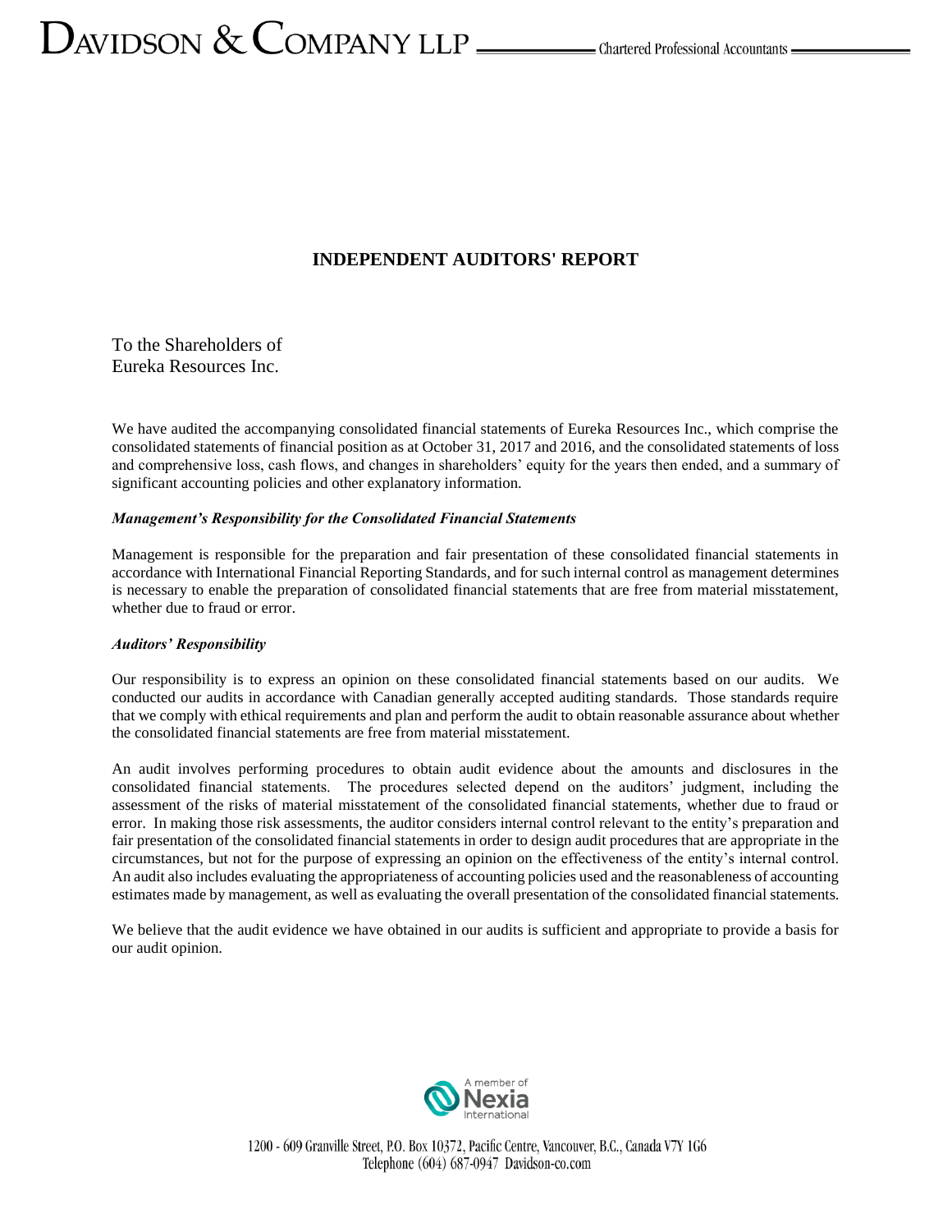# INDEPENDENT AUDITORS' REPORT

To the Shareholders of
Eureka Resources Inc.

We have audited the accompanying consolidated financial statements of Eureka Resources Inc., which comprise the consolidated statements of financial position as at October 31, 2017 and 2016, and the consolidated statements of loss and comprehensive loss, cash flows, and changes in shareholders' equity for the years then ended, and a summary of significant accounting policies and other explanatory information.

***Management's Responsibility for the Consolidated Financial Statements***

Management is responsible for the preparation and fair presentation of these consolidated financial statements in accordance with International Financial Reporting Standards, and for such internal control as management determines is necessary to enable the preparation of consolidated financial statements that are free from material misstatement, whether due to fraud or error.

***Auditors' Responsibility***

Our responsibility is to express an opinion on these consolidated financial statements based on our audits. We conducted our audits in accordance with Canadian generally accepted auditing standards. Those standards require that we comply with ethical requirements and plan and perform the audit to obtain reasonable assurance about whether the consolidated financial statements are free from material misstatement.

An audit involves performing procedures to obtain audit evidence about the amounts and disclosures in the consolidated financial statements. The procedures selected depend on the auditors' judgment, including the assessment of the risks of material misstatement of the consolidated financial statements, whether due to fraud or error. In making those risk assessments, the auditor considers internal control relevant to the entity's preparation and fair presentation of the consolidated financial statements in order to design audit procedures that are appropriate in the circumstances, but not for the purpose of expressing an opinion on the effectiveness of the entity's internal control. An audit also includes evaluating the appropriateness of accounting policies used and the reasonableness of accounting estimates made by management, as well as evaluating the overall presentation of the consolidated financial statements.

We believe that the audit evidence we have obtained in our audits is sufficient and appropriate to provide a basis for our audit opinion.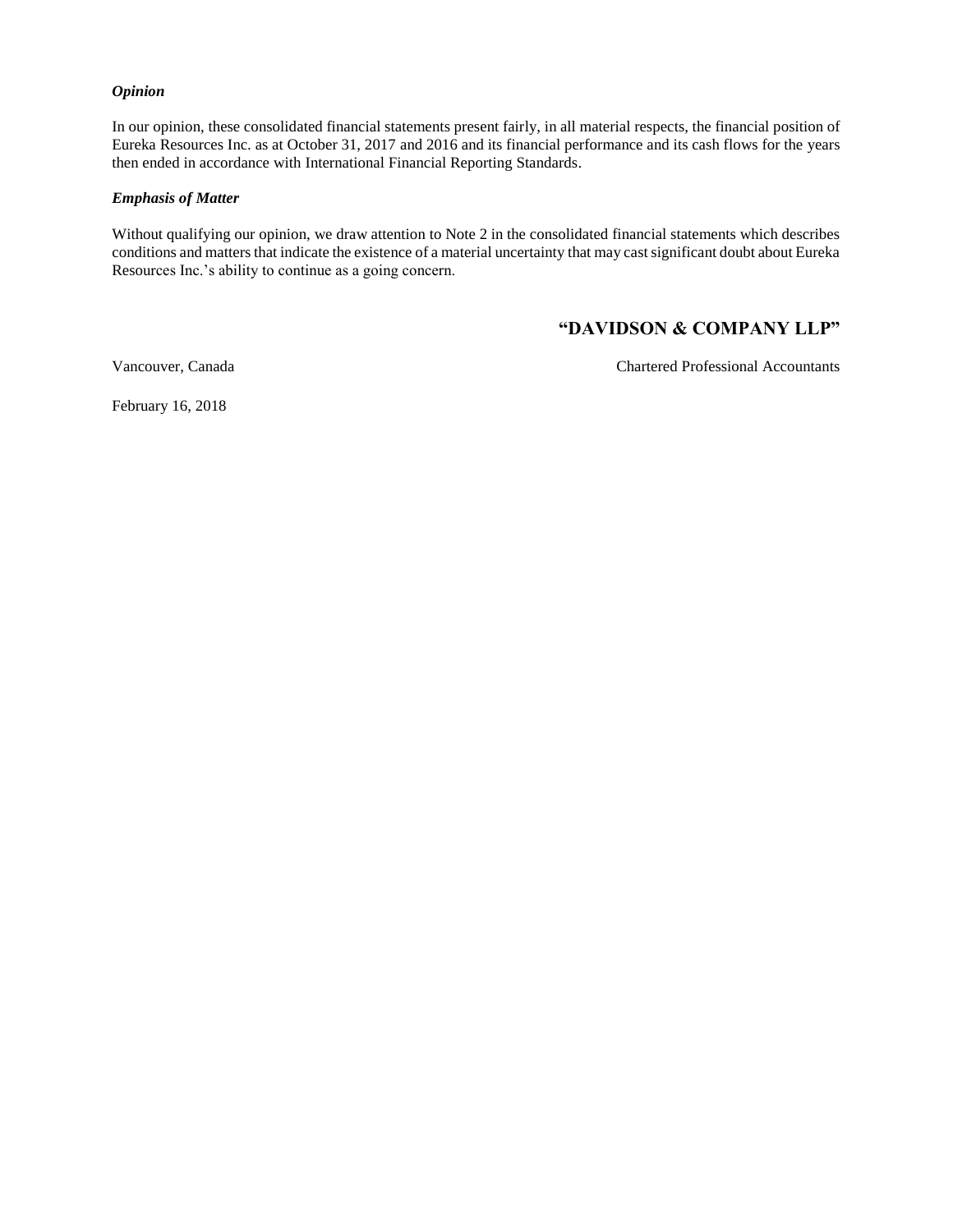***Opinion***

In our opinion, these consolidated financial statements present fairly, in all material respects, the financial position of Eureka Resources Inc. as at October 31, 2017 and 2016 and its financial performance and its cash flows for the years then ended in accordance with International Financial Reporting Standards.

***Emphasis of Matter***

Without qualifying our opinion, we draw attention to Note 2 in the consolidated financial statements which describes conditions and matters that indicate the existence of a material uncertainty that may cast significant doubt about Eureka Resources Inc.'s ability to continue as a going concern.

**"DAVIDSON & COMPANY LLP"**

Vancouver, Canada

Chartered Professional Accountants

February 16, 2018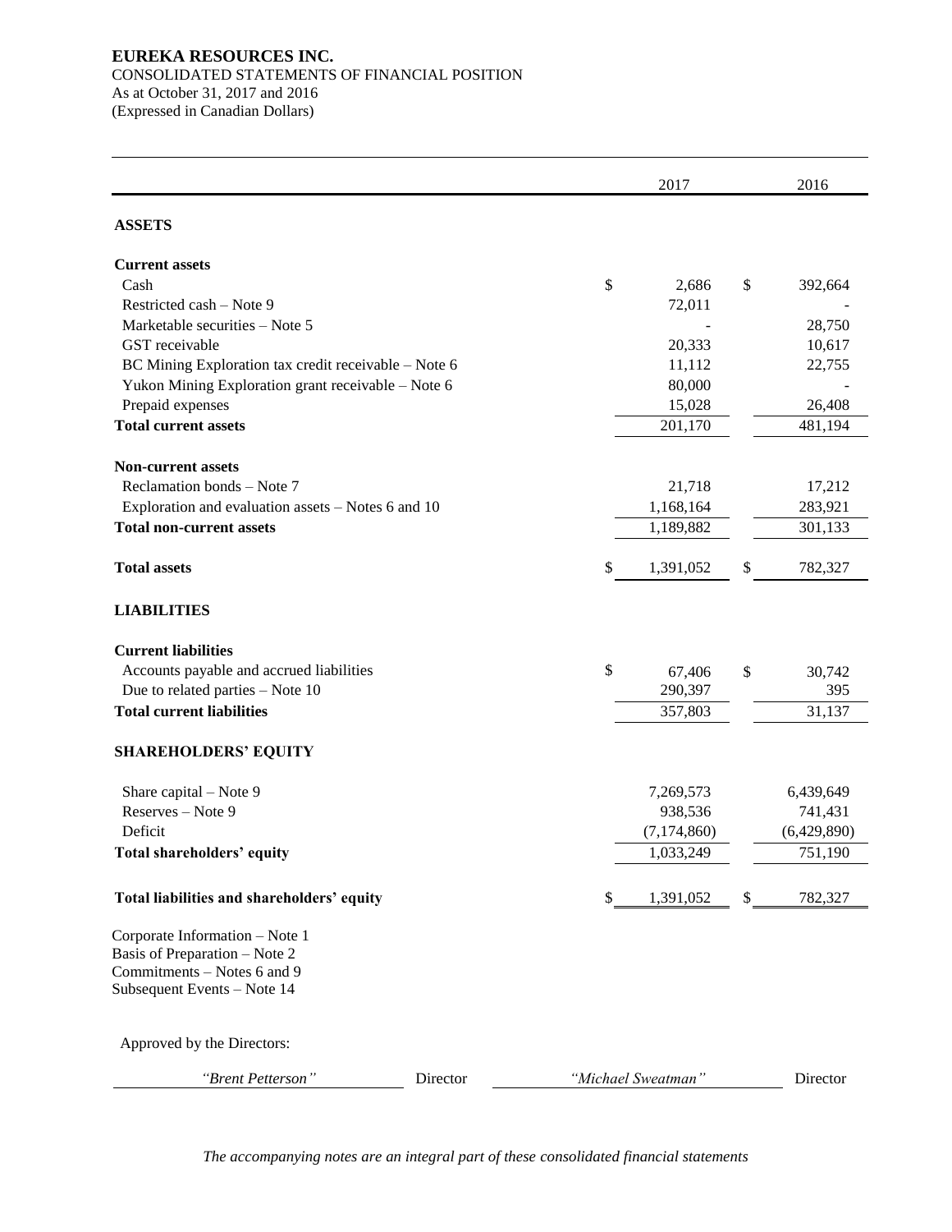**EUREKA RESOURCES INC.**
CONSOLIDATED STATEMENTS OF FINANCIAL POSITION
As at October 31, 2017 and 2016
(Expressed in Canadian Dollars)

| | 2017 | 2016 |
|---|---|---|
| **ASSETS** | | |
| **Current assets** | | |
| Cash | $ 2,686 | $ 392,664 |
| Restricted cash – Note 9 | 72,011 | - |
| Marketable securities – Note 5 | - | 28,750 |
| GST receivable | 20,333 | 10,617 |
| BC Mining Exploration tax credit receivable – Note 6 | 11,112 | 22,755 |
| Yukon Mining Exploration grant receivable – Note 6 | 80,000 | - |
| Prepaid expenses | 15,028 | 26,408 |
| **Total current assets** | 201,170 | 481,194 |
| **Non-current assets** | | |
| Reclamation bonds – Note 7 | 21,718 | 17,212 |
| Exploration and evaluation assets – Notes 6 and 10 | 1,168,164 | 283,921 |
| **Total non-current assets** | 1,189,882 | 301,133 |
| **Total assets** | $ 1,391,052 | $ 782,327 |
| **LIABILITIES** | | |
| **Current liabilities** | | |
| Accounts payable and accrued liabilities | $ 67,406 | $ 30,742 |
| Due to related parties – Note 10 | 290,397 | 395 |
| **Total current liabilities** | 357,803 | 31,137 |
| **SHAREHOLDERS' EQUITY** | | |
| Share capital – Note 9 | 7,269,573 | 6,439,649 |
| Reserves – Note 9 | 938,536 | 741,431 |
| Deficit | (7,174,860) | (6,429,890) |
| **Total shareholders' equity** | 1,033,249 | 751,190 |
| **Total liabilities and shareholders' equity** | $ 1,391,052 | $ 782,327 |

Corporate Information – Note 1
Basis of Preparation – Note 2
Commitments – Notes 6 and 9
Subsequent Events – Note 14

Approved by the Directors:

*"Brent Petterson"* Director *"Michael Sweatman"* Director

*The accompanying notes are an integral part of these consolidated financial statements*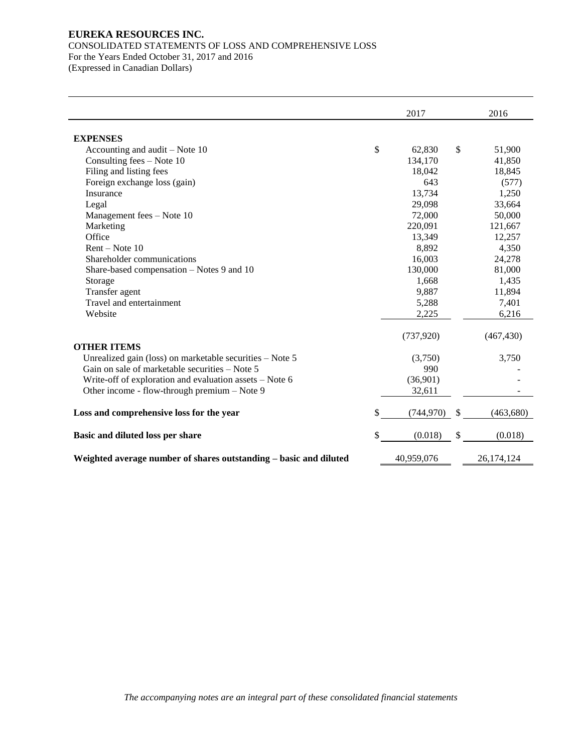**EUREKA RESOURCES INC.**
CONSOLIDATED STATEMENTS OF LOSS AND COMPREHENSIVE LOSS
For the Years Ended October 31, 2017 and 2016
(Expressed in Canadian Dollars)

| | 2017 | 2016 |
|---|---|---|
| **EXPENSES** | | |
| Accounting and audit – Note 10 | $ 62,830 | $ 51,900 |
| Consulting fees – Note 10 | 134,170 | 41,850 |
| Filing and listing fees | 18,042 | 18,845 |
| Foreign exchange loss (gain) | 643 | (577) |
| Insurance | 13,734 | 1,250 |
| Legal | 29,098 | 33,664 |
| Management fees – Note 10 | 72,000 | 50,000 |
| Marketing | 220,091 | 121,667 |
| Office | 13,349 | 12,257 |
| Rent – Note 10 | 8,892 | 4,350 |
| Shareholder communications | 16,003 | 24,278 |
| Share-based compensation – Notes 9 and 10 | 130,000 | 81,000 |
| Storage | 1,668 | 1,435 |
| Transfer agent | 9,887 | 11,894 |
| Travel and entertainment | 5,288 | 7,401 |
| Website | 2,225 | 6,216 |
| | (737,920) | (467,430) |
| **OTHER ITEMS** | | |
| Unrealized gain (loss) on marketable securities – Note 5 | (3,750) | 3,750 |
| Gain on sale of marketable securities – Note 5 | 990 | - |
| Write-off of exploration and evaluation assets – Note 6 | (36,901) | - |
| Other income - flow-through premium – Note 9 | 32,611 | - |
| **Loss and comprehensive loss for the year** | $ (744,970) | $ (463,680) |
| **Basic and diluted loss per share** | $ (0.018) | $ (0.018) |
| **Weighted average number of shares outstanding – basic and diluted** | 40,959,076 | 26,174,124 |

*The accompanying notes are an integral part of these consolidated financial statements*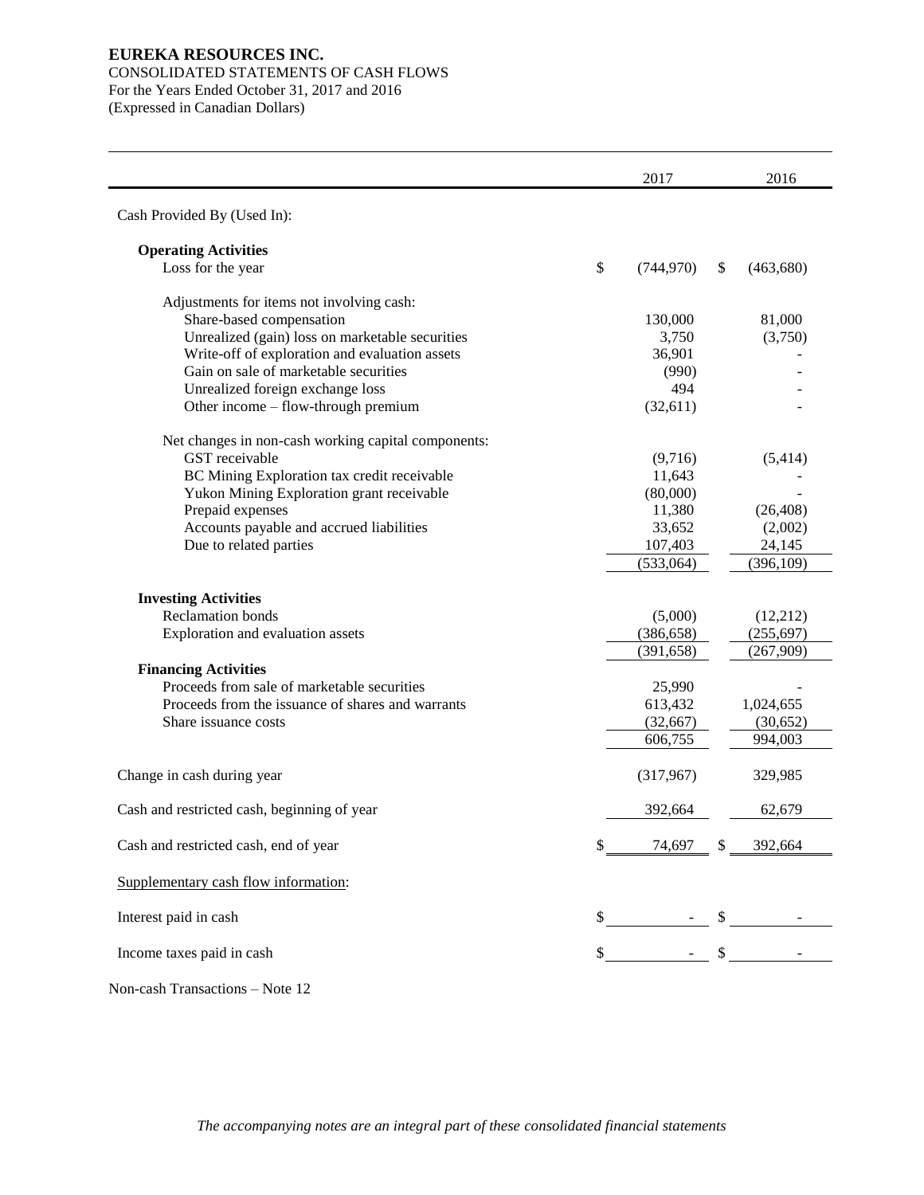**EUREKA RESOURCES INC.**
CONSOLIDATED STATEMENTS OF CASH FLOWS
For the Years Ended October 31, 2017 and 2016
(Expressed in Canadian Dollars)

| | 2017 | 2016 |
|---|---|---|
| Cash Provided By (Used In): | | |
| **Operating Activities** | | |
| Loss for the year | $ (744,970) | $ (463,680) |
| Adjustments for items not involving cash: | | |
| Share-based compensation | 130,000 | 81,000 |
| Unrealized (gain) loss on marketable securities | 3,750 | (3,750) |
| Write-off of exploration and evaluation assets | 36,901 | - |
| Gain on sale of marketable securities | (990) | - |
| Unrealized foreign exchange loss | 494 | - |
| Other income – flow-through premium | (32,611) | - |
| Net changes in non-cash working capital components: | | |
| GST receivable | (9,716) | (5,414) |
| BC Mining Exploration tax credit receivable | 11,643 | - |
| Yukon Mining Exploration grant receivable | (80,000) | - |
| Prepaid expenses | 11,380 | (26,408) |
| Accounts payable and accrued liabilities | 33,652 | (2,002) |
| Due to related parties | 107,403 | 24,145 |
| | (533,064) | (396,109) |
| **Investing Activities** | | |
| Reclamation bonds | (5,000) | (12,212) |
| Exploration and evaluation assets | (386,658) | (255,697) |
| | (391,658) | (267,909) |
| **Financing Activities** | | |
| Proceeds from sale of marketable securities | 25,990 | - |
| Proceeds from the issuance of shares and warrants | 613,432 | 1,024,655 |
| Share issuance costs | (32,667) | (30,652) |
| | 606,755 | 994,003 |
| Change in cash during year | (317,967) | 329,985 |
| Cash and restricted cash, beginning of year | 392,664 | 62,679 |
| Cash and restricted cash, end of year | $ 74,697 | $ 392,664 |
| Supplementary cash flow information: | | |
| Interest paid in cash | $ - | $ - |
| Income taxes paid in cash | $ - | $ - |

Non-cash Transactions – Note 12

*The accompanying notes are an integral part of these consolidated financial statements*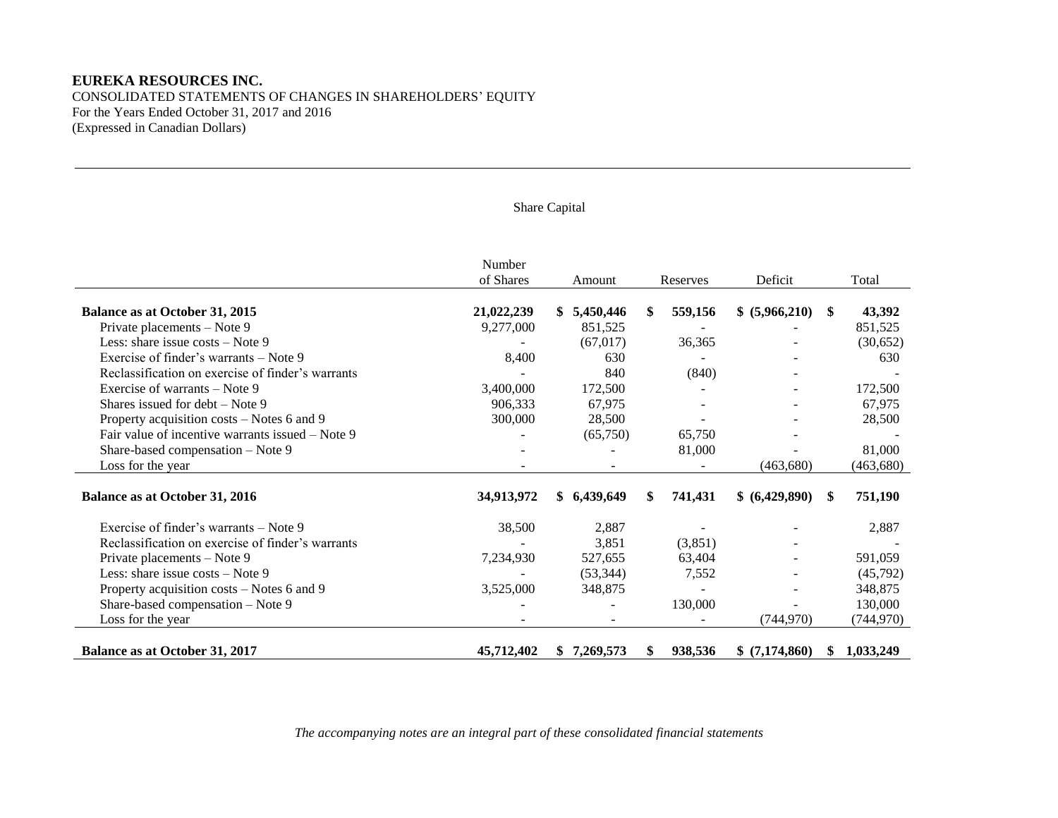**EUREKA RESOURCES INC.**
CONSOLIDATED STATEMENTS OF CHANGES IN SHAREHOLDERS' EQUITY
For the Years Ended October 31, 2017 and 2016
(Expressed in Canadian Dollars)

| | Share Capital | | | | |
|---|---|---|---|---|---|
| | Number of Shares | Amount | Reserves | Deficit | Total |
| **Balance as at October 31, 2015** | **21,022,239** | **$ 5,450,446** | **$ 559,156** | **$ (5,966,210)** | **$ 43,392** |
| Private placements – Note 9 | 9,277,000 | 851,525 | - | - | 851,525 |
| Less: share issue costs – Note 9 | - | (67,017) | 36,365 | - | (30,652) |
| Exercise of finder's warrants – Note 9 | 8,400 | 630 | - | - | 630 |
| Reclassification on exercise of finder's warrants | - | 840 | (840) | - | - |
| Exercise of warrants – Note 9 | 3,400,000 | 172,500 | - | - | 172,500 |
| Shares issued for debt – Note 9 | 906,333 | 67,975 | - | - | 67,975 |
| Property acquisition costs – Notes 6 and 9 | 300,000 | 28,500 | - | - | 28,500 |
| Fair value of incentive warrants issued – Note 9 | - | (65,750) | 65,750 | - | - |
| Share-based compensation – Note 9 | - | - | 81,000 | - | 81,000 |
| Loss for the year | - | - | - | (463,680) | (463,680) |
| **Balance as at October 31, 2016** | **34,913,972** | **$ 6,439,649** | **$ 741,431** | **$ (6,429,890)** | **$ 751,190** |
| Exercise of finder's warrants – Note 9 | 38,500 | 2,887 | - | - | 2,887 |
| Reclassification on exercise of finder's warrants | - | 3,851 | (3,851) | - | - |
| Private placements – Note 9 | 7,234,930 | 527,655 | 63,404 | - | 591,059 |
| Less: share issue costs – Note 9 | - | (53,344) | 7,552 | - | (45,792) |
| Property acquisition costs – Notes 6 and 9 | 3,525,000 | 348,875 | - | - | 348,875 |
| Share-based compensation – Note 9 | - | - | 130,000 | - | 130,000 |
| Loss for the year | - | - | - | (744,970) | (744,970) |
| **Balance as at October 31, 2017** | **45,712,402** | **$ 7,269,573** | **$ 938,536** | **$ (7,174,860)** | **$ 1,033,249** |

*The accompanying notes are an integral part of these consolidated financial statements*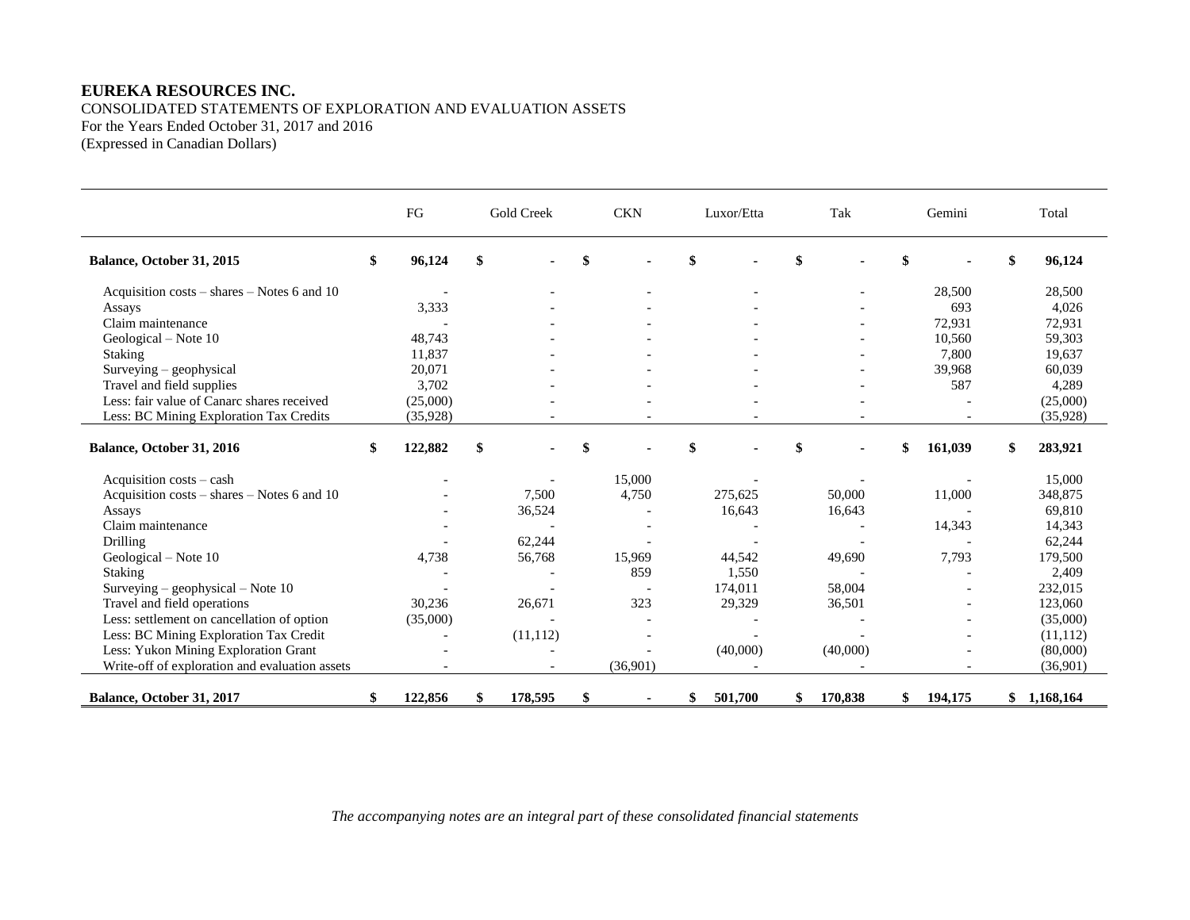**EUREKA RESOURCES INC.**
CONSOLIDATED STATEMENTS OF EXPLORATION AND EVALUATION ASSETS
For the Years Ended October 31, 2017 and 2016
(Expressed in Canadian Dollars)

| | FG | Gold Creek | CKN | Luxor/Etta | Tak | Gemini | Total |
|---|---|---|---|---|---|---|---|
| **Balance, October 31, 2015** | **$ 96,124** | **$ -** | **$ -** | **$ -** | **$ -** | **$ -** | **$ 96,124** |
| Acquisition costs – shares – Notes 6 and 10 | - | - | - | - | - | 28,500 | 28,500 |
| Assays | 3,333 | - | - | - | - | 693 | 4,026 |
| Claim maintenance | - | - | - | - | - | 72,931 | 72,931 |
| Geological – Note 10 | 48,743 | - | - | - | - | 10,560 | 59,303 |
| Staking | 11,837 | - | - | - | - | 7,800 | 19,637 |
| Surveying – geophysical | 20,071 | - | - | - | - | 39,968 | 60,039 |
| Travel and field supplies | 3,702 | - | - | - | - | 587 | 4,289 |
| Less: fair value of Canarc shares received | (25,000) | - | - | - | - | - | (25,000) |
| Less: BC Mining Exploration Tax Credits | (35,928) | - | - | - | - | - | (35,928) |
| **Balance, October 31, 2016** | **$ 122,882** | **$ -** | **$ -** | **$ -** | **$ -** | **$ 161,039** | **$ 283,921** |
| Acquisition costs – cash | - | - | 15,000 | - | - | - | 15,000 |
| Acquisition costs – shares – Notes 6 and 10 | - | 7,500 | 4,750 | 275,625 | 50,000 | 11,000 | 348,875 |
| Assays | - | 36,524 | - | 16,643 | 16,643 | - | 69,810 |
| Claim maintenance | - | - | - | - | - | 14,343 | 14,343 |
| Drilling | - | 62,244 | - | - | - | - | 62,244 |
| Geological – Note 10 | 4,738 | 56,768 | 15,969 | 44,542 | 49,690 | 7,793 | 179,500 |
| Staking | - | - | 859 | 1,550 | - | - | 2,409 |
| Surveying – geophysical – Note 10 | - | - | - | 174,011 | 58,004 | - | 232,015 |
| Travel and field operations | 30,236 | 26,671 | 323 | 29,329 | 36,501 | - | 123,060 |
| Less: settlement on cancellation of option | (35,000) | - | - | - | - | - | (35,000) |
| Less: BC Mining Exploration Tax Credit | - | (11,112) | - | - | - | - | (11,112) |
| Less: Yukon Mining Exploration Grant | - | - | - | (40,000) | (40,000) | - | (80,000) |
| Write-off of exploration and evaluation assets | - | - | (36,901) | - | - | - | (36,901) |
| **Balance, October 31, 2017** | **$ 122,856** | **$ 178,595** | **$ -** | **$ 501,700** | **$ 170,838** | **$ 194,175** | **$ 1,168,164** |

*The accompanying notes are an integral part of these consolidated financial statements*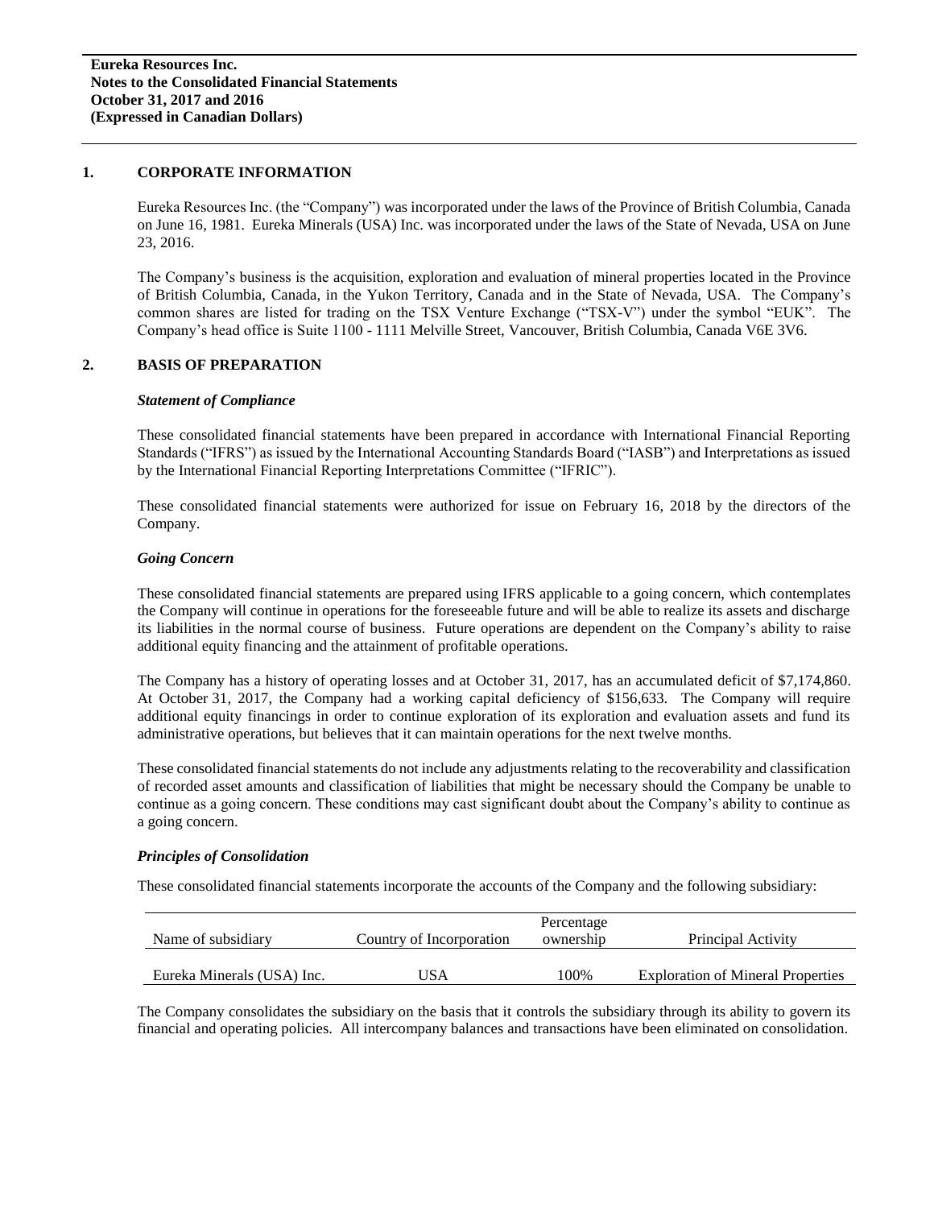## 1. CORPORATE INFORMATION

Eureka Resources Inc. (the "Company") was incorporated under the laws of the Province of British Columbia, Canada on June 16, 1981. Eureka Minerals (USA) Inc. was incorporated under the laws of the State of Nevada, USA on June 23, 2016.

The Company's business is the acquisition, exploration and evaluation of mineral properties located in the Province of British Columbia, Canada, in the Yukon Territory, Canada and in the State of Nevada, USA. The Company's common shares are listed for trading on the TSX Venture Exchange ("TSX-V") under the symbol "EUK". The Company's head office is Suite 1100 - 1111 Melville Street, Vancouver, British Columbia, Canada V6E 3V6.

## 2. BASIS OF PREPARATION

### *Statement of Compliance*

These consolidated financial statements have been prepared in accordance with International Financial Reporting Standards ("IFRS") as issued by the International Accounting Standards Board ("IASB") and Interpretations as issued by the International Financial Reporting Interpretations Committee ("IFRIC").

These consolidated financial statements were authorized for issue on February 16, 2018 by the directors of the Company.

### *Going Concern*

These consolidated financial statements are prepared using IFRS applicable to a going concern, which contemplates the Company will continue in operations for the foreseeable future and will be able to realize its assets and discharge its liabilities in the normal course of business. Future operations are dependent on the Company's ability to raise additional equity financing and the attainment of profitable operations.

The Company has a history of operating losses and at October 31, 2017, has an accumulated deficit of $7,174,860. At October 31, 2017, the Company had a working capital deficiency of $156,633. The Company will require additional equity financings in order to continue exploration of its exploration and evaluation assets and fund its administrative operations, but believes that it can maintain operations for the next twelve months.

These consolidated financial statements do not include any adjustments relating to the recoverability and classification of recorded asset amounts and classification of liabilities that might be necessary should the Company be unable to continue as a going concern. These conditions may cast significant doubt about the Company's ability to continue as a going concern.

### *Principles of Consolidation*

These consolidated financial statements incorporate the accounts of the Company and the following subsidiary:

| Name of subsidiary | Country of Incorporation | Percentage ownership | Principal Activity |
|---|---|---|---|
| Eureka Minerals (USA) Inc. | USA | 100% | Exploration of Mineral Properties |

The Company consolidates the subsidiary on the basis that it controls the subsidiary through its ability to govern its financial and operating policies. All intercompany balances and transactions have been eliminated on consolidation.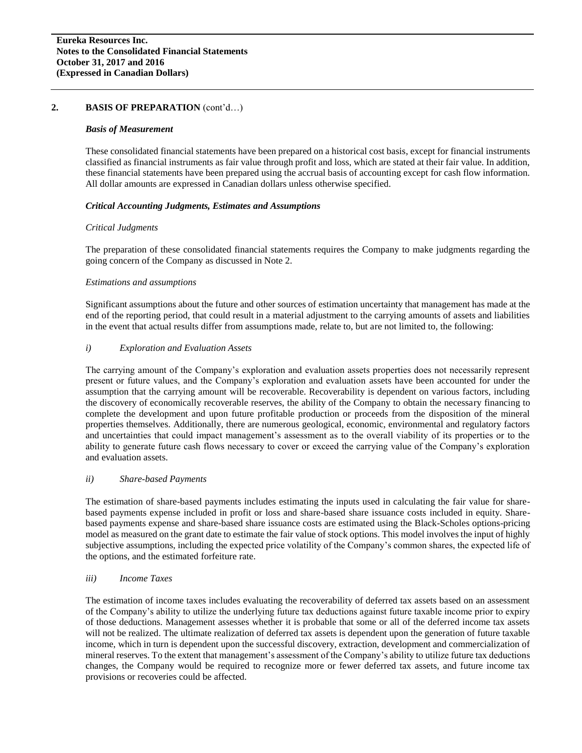## 2. BASIS OF PREPARATION (cont'd…)

### *Basis of Measurement*

These consolidated financial statements have been prepared on a historical cost basis, except for financial instruments classified as financial instruments as fair value through profit and loss, which are stated at their fair value. In addition, these financial statements have been prepared using the accrual basis of accounting except for cash flow information. All dollar amounts are expressed in Canadian dollars unless otherwise specified.

### *Critical Accounting Judgments, Estimates and Assumptions*

*Critical Judgments*

The preparation of these consolidated financial statements requires the Company to make judgments regarding the going concern of the Company as discussed in Note 2.

*Estimations and assumptions*

Significant assumptions about the future and other sources of estimation uncertainty that management has made at the end of the reporting period, that could result in a material adjustment to the carrying amounts of assets and liabilities in the event that actual results differ from assumptions made, relate to, but are not limited to, the following:

*i) Exploration and Evaluation Assets*

The carrying amount of the Company's exploration and evaluation assets properties does not necessarily represent present or future values, and the Company's exploration and evaluation assets have been accounted for under the assumption that the carrying amount will be recoverable. Recoverability is dependent on various factors, including the discovery of economically recoverable reserves, the ability of the Company to obtain the necessary financing to complete the development and upon future profitable production or proceeds from the disposition of the mineral properties themselves. Additionally, there are numerous geological, economic, environmental and regulatory factors and uncertainties that could impact management's assessment as to the overall viability of its properties or to the ability to generate future cash flows necessary to cover or exceed the carrying value of the Company's exploration and evaluation assets.

*ii) Share-based Payments*

The estimation of share-based payments includes estimating the inputs used in calculating the fair value for share-based payments expense included in profit or loss and share-based share issuance costs included in equity. Share-based payments expense and share-based share issuance costs are estimated using the Black-Scholes options-pricing model as measured on the grant date to estimate the fair value of stock options. This model involves the input of highly subjective assumptions, including the expected price volatility of the Company's common shares, the expected life of the options, and the estimated forfeiture rate.

*iii) Income Taxes*

The estimation of income taxes includes evaluating the recoverability of deferred tax assets based on an assessment of the Company's ability to utilize the underlying future tax deductions against future taxable income prior to expiry of those deductions. Management assesses whether it is probable that some or all of the deferred income tax assets will not be realized. The ultimate realization of deferred tax assets is dependent upon the generation of future taxable income, which in turn is dependent upon the successful discovery, extraction, development and commercialization of mineral reserves. To the extent that management's assessment of the Company's ability to utilize future tax deductions changes, the Company would be required to recognize more or fewer deferred tax assets, and future income tax provisions or recoveries could be affected.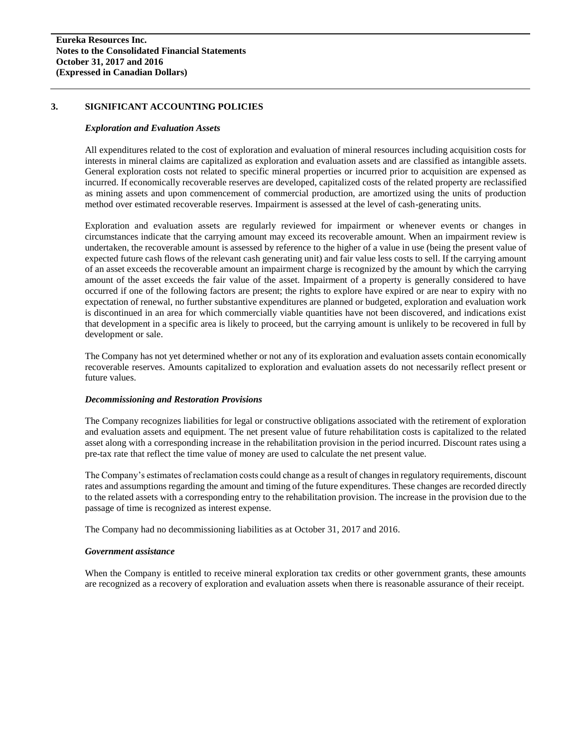## 3. SIGNIFICANT ACCOUNTING POLICIES

### *Exploration and Evaluation Assets*

All expenditures related to the cost of exploration and evaluation of mineral resources including acquisition costs for interests in mineral claims are capitalized as exploration and evaluation assets and are classified as intangible assets. General exploration costs not related to specific mineral properties or incurred prior to acquisition are expensed as incurred. If economically recoverable reserves are developed, capitalized costs of the related property are reclassified as mining assets and upon commencement of commercial production, are amortized using the units of production method over estimated recoverable reserves. Impairment is assessed at the level of cash-generating units.

Exploration and evaluation assets are regularly reviewed for impairment or whenever events or changes in circumstances indicate that the carrying amount may exceed its recoverable amount. When an impairment review is undertaken, the recoverable amount is assessed by reference to the higher of a value in use (being the present value of expected future cash flows of the relevant cash generating unit) and fair value less costs to sell. If the carrying amount of an asset exceeds the recoverable amount an impairment charge is recognized by the amount by which the carrying amount of the asset exceeds the fair value of the asset. Impairment of a property is generally considered to have occurred if one of the following factors are present; the rights to explore have expired or are near to expiry with no expectation of renewal, no further substantive expenditures are planned or budgeted, exploration and evaluation work is discontinued in an area for which commercially viable quantities have not been discovered, and indications exist that development in a specific area is likely to proceed, but the carrying amount is unlikely to be recovered in full by development or sale.

The Company has not yet determined whether or not any of its exploration and evaluation assets contain economically recoverable reserves. Amounts capitalized to exploration and evaluation assets do not necessarily reflect present or future values.

### *Decommissioning and Restoration Provisions*

The Company recognizes liabilities for legal or constructive obligations associated with the retirement of exploration and evaluation assets and equipment. The net present value of future rehabilitation costs is capitalized to the related asset along with a corresponding increase in the rehabilitation provision in the period incurred. Discount rates using a pre-tax rate that reflect the time value of money are used to calculate the net present value.

The Company's estimates of reclamation costs could change as a result of changes in regulatory requirements, discount rates and assumptions regarding the amount and timing of the future expenditures. These changes are recorded directly to the related assets with a corresponding entry to the rehabilitation provision. The increase in the provision due to the passage of time is recognized as interest expense.

The Company had no decommissioning liabilities as at October 31, 2017 and 2016.

### *Government assistance*

When the Company is entitled to receive mineral exploration tax credits or other government grants, these amounts are recognized as a recovery of exploration and evaluation assets when there is reasonable assurance of their receipt.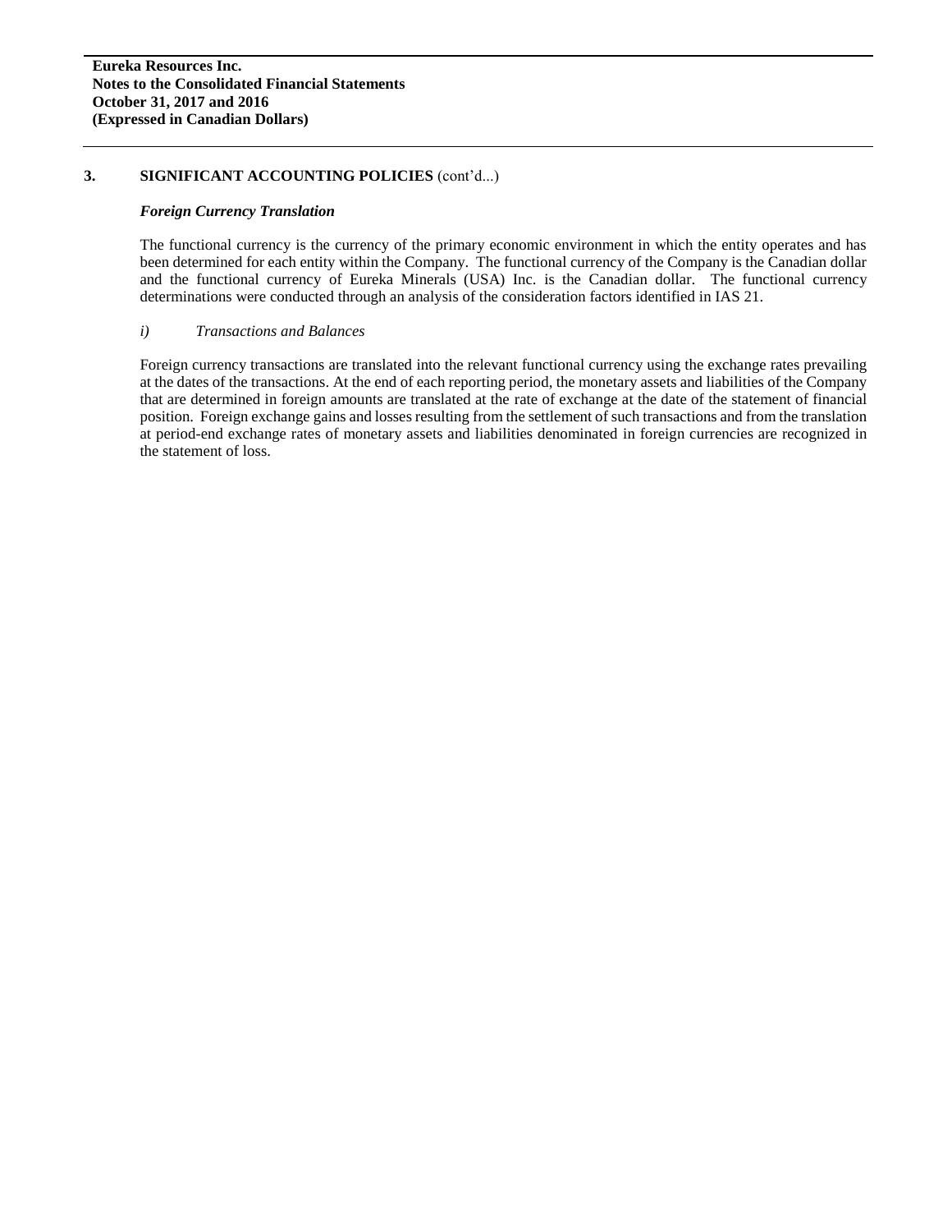## 3. SIGNIFICANT ACCOUNTING POLICIES (cont'd...)

### *Foreign Currency Translation*

The functional currency is the currency of the primary economic environment in which the entity operates and has been determined for each entity within the Company. The functional currency of the Company is the Canadian dollar and the functional currency of Eureka Minerals (USA) Inc. is the Canadian dollar. The functional currency determinations were conducted through an analysis of the consideration factors identified in IAS 21.

*i) Transactions and Balances*

Foreign currency transactions are translated into the relevant functional currency using the exchange rates prevailing at the dates of the transactions. At the end of each reporting period, the monetary assets and liabilities of the Company that are determined in foreign amounts are translated at the rate of exchange at the date of the statement of financial position. Foreign exchange gains and losses resulting from the settlement of such transactions and from the translation at period-end exchange rates of monetary assets and liabilities denominated in foreign currencies are recognized in the statement of loss.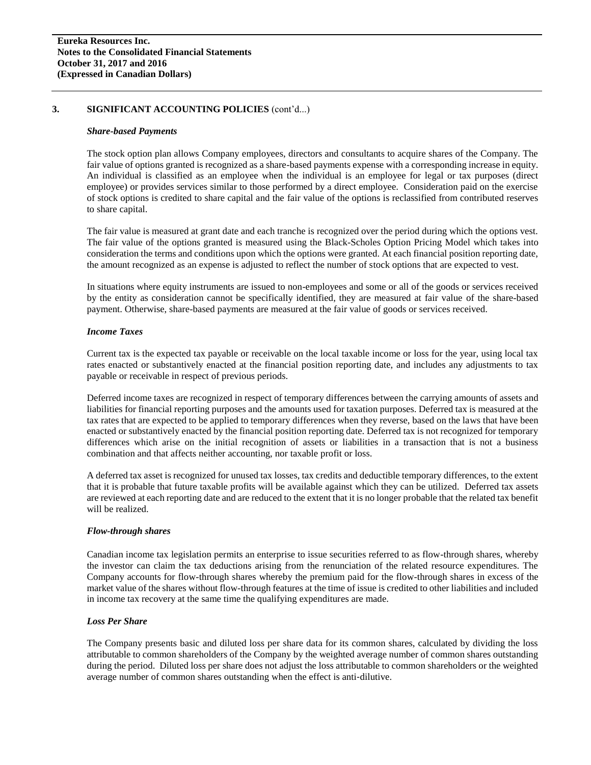## 3. SIGNIFICANT ACCOUNTING POLICIES (cont'd...)

***Share-based Payments***

The stock option plan allows Company employees, directors and consultants to acquire shares of the Company. The fair value of options granted is recognized as a share-based payments expense with a corresponding increase in equity. An individual is classified as an employee when the individual is an employee for legal or tax purposes (direct employee) or provides services similar to those performed by a direct employee. Consideration paid on the exercise of stock options is credited to share capital and the fair value of the options is reclassified from contributed reserves to share capital.

The fair value is measured at grant date and each tranche is recognized over the period during which the options vest. The fair value of the options granted is measured using the Black-Scholes Option Pricing Model which takes into consideration the terms and conditions upon which the options were granted. At each financial position reporting date, the amount recognized as an expense is adjusted to reflect the number of stock options that are expected to vest.

In situations where equity instruments are issued to non-employees and some or all of the goods or services received by the entity as consideration cannot be specifically identified, they are measured at fair value of the share-based payment. Otherwise, share-based payments are measured at the fair value of goods or services received.

***Income Taxes***

Current tax is the expected tax payable or receivable on the local taxable income or loss for the year, using local tax rates enacted or substantively enacted at the financial position reporting date, and includes any adjustments to tax payable or receivable in respect of previous periods.

Deferred income taxes are recognized in respect of temporary differences between the carrying amounts of assets and liabilities for financial reporting purposes and the amounts used for taxation purposes. Deferred tax is measured at the tax rates that are expected to be applied to temporary differences when they reverse, based on the laws that have been enacted or substantively enacted by the financial position reporting date. Deferred tax is not recognized for temporary differences which arise on the initial recognition of assets or liabilities in a transaction that is not a business combination and that affects neither accounting, nor taxable profit or loss.

A deferred tax asset is recognized for unused tax losses, tax credits and deductible temporary differences, to the extent that it is probable that future taxable profits will be available against which they can be utilized. Deferred tax assets are reviewed at each reporting date and are reduced to the extent that it is no longer probable that the related tax benefit will be realized.

***Flow-through shares***

Canadian income tax legislation permits an enterprise to issue securities referred to as flow-through shares, whereby the investor can claim the tax deductions arising from the renunciation of the related resource expenditures. The Company accounts for flow-through shares whereby the premium paid for the flow-through shares in excess of the market value of the shares without flow-through features at the time of issue is credited to other liabilities and included in income tax recovery at the same time the qualifying expenditures are made.

***Loss Per Share***

The Company presents basic and diluted loss per share data for its common shares, calculated by dividing the loss attributable to common shareholders of the Company by the weighted average number of common shares outstanding during the period. Diluted loss per share does not adjust the loss attributable to common shareholders or the weighted average number of common shares outstanding when the effect is anti-dilutive.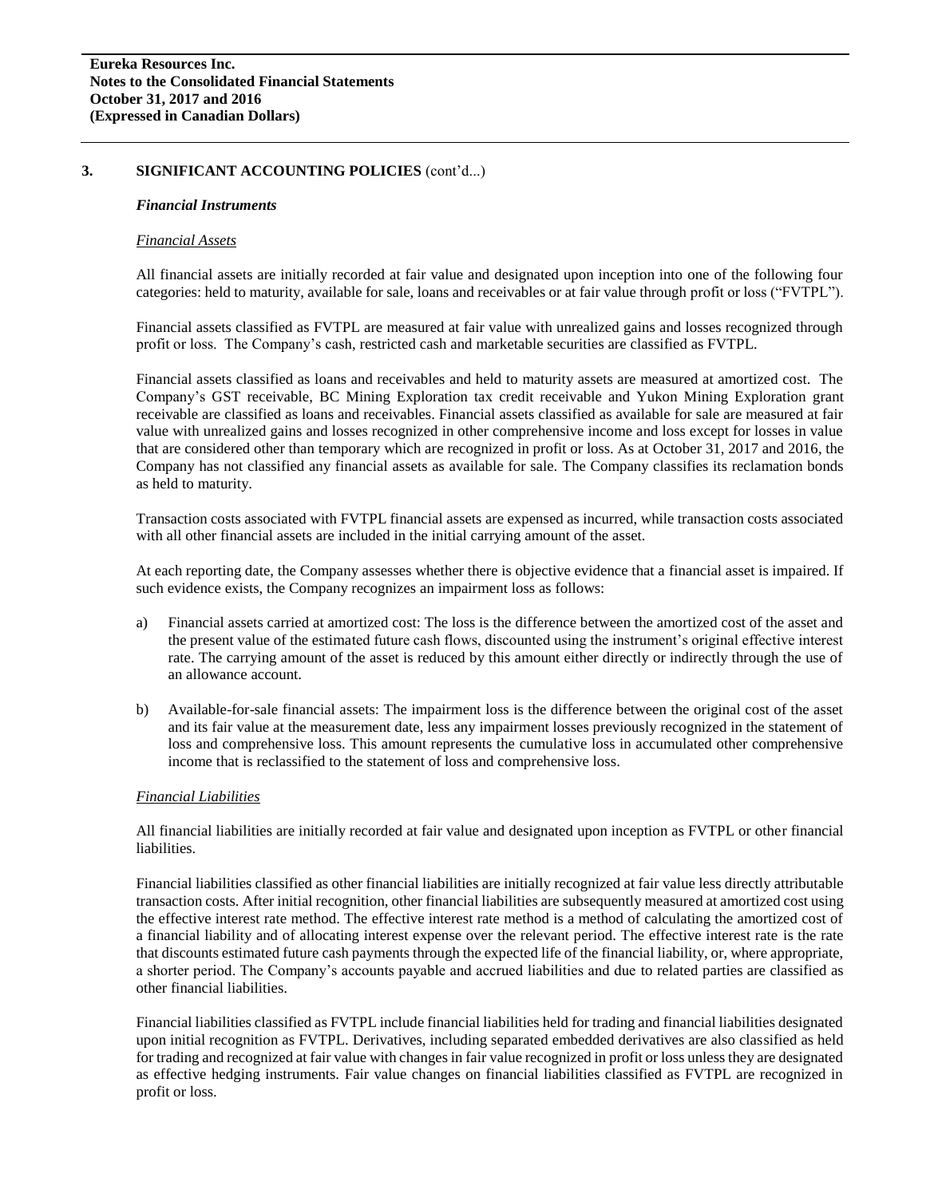## 3. SIGNIFICANT ACCOUNTING POLICIES (cont'd...)

### *Financial Instruments*

*Financial Assets*

All financial assets are initially recorded at fair value and designated upon inception into one of the following four categories: held to maturity, available for sale, loans and receivables or at fair value through profit or loss ("FVTPL").

Financial assets classified as FVTPL are measured at fair value with unrealized gains and losses recognized through profit or loss. The Company's cash, restricted cash and marketable securities are classified as FVTPL.

Financial assets classified as loans and receivables and held to maturity assets are measured at amortized cost. The Company's GST receivable, BC Mining Exploration tax credit receivable and Yukon Mining Exploration grant receivable are classified as loans and receivables. Financial assets classified as available for sale are measured at fair value with unrealized gains and losses recognized in other comprehensive income and loss except for losses in value that are considered other than temporary which are recognized in profit or loss. As at October 31, 2017 and 2016, the Company has not classified any financial assets as available for sale. The Company classifies its reclamation bonds as held to maturity.

Transaction costs associated with FVTPL financial assets are expensed as incurred, while transaction costs associated with all other financial assets are included in the initial carrying amount of the asset.

At each reporting date, the Company assesses whether there is objective evidence that a financial asset is impaired. If such evidence exists, the Company recognizes an impairment loss as follows:

a) Financial assets carried at amortized cost: The loss is the difference between the amortized cost of the asset and the present value of the estimated future cash flows, discounted using the instrument's original effective interest rate. The carrying amount of the asset is reduced by this amount either directly or indirectly through the use of an allowance account.

b) Available-for-sale financial assets: The impairment loss is the difference between the original cost of the asset and its fair value at the measurement date, less any impairment losses previously recognized in the statement of loss and comprehensive loss. This amount represents the cumulative loss in accumulated other comprehensive income that is reclassified to the statement of loss and comprehensive loss.

*Financial Liabilities*

All financial liabilities are initially recorded at fair value and designated upon inception as FVTPL or other financial liabilities.

Financial liabilities classified as other financial liabilities are initially recognized at fair value less directly attributable transaction costs. After initial recognition, other financial liabilities are subsequently measured at amortized cost using the effective interest rate method. The effective interest rate method is a method of calculating the amortized cost of a financial liability and of allocating interest expense over the relevant period. The effective interest rate is the rate that discounts estimated future cash payments through the expected life of the financial liability, or, where appropriate, a shorter period. The Company's accounts payable and accrued liabilities and due to related parties are classified as other financial liabilities.

Financial liabilities classified as FVTPL include financial liabilities held for trading and financial liabilities designated upon initial recognition as FVTPL. Derivatives, including separated embedded derivatives are also classified as held for trading and recognized at fair value with changes in fair value recognized in profit or loss unless they are designated as effective hedging instruments. Fair value changes on financial liabilities classified as FVTPL are recognized in profit or loss.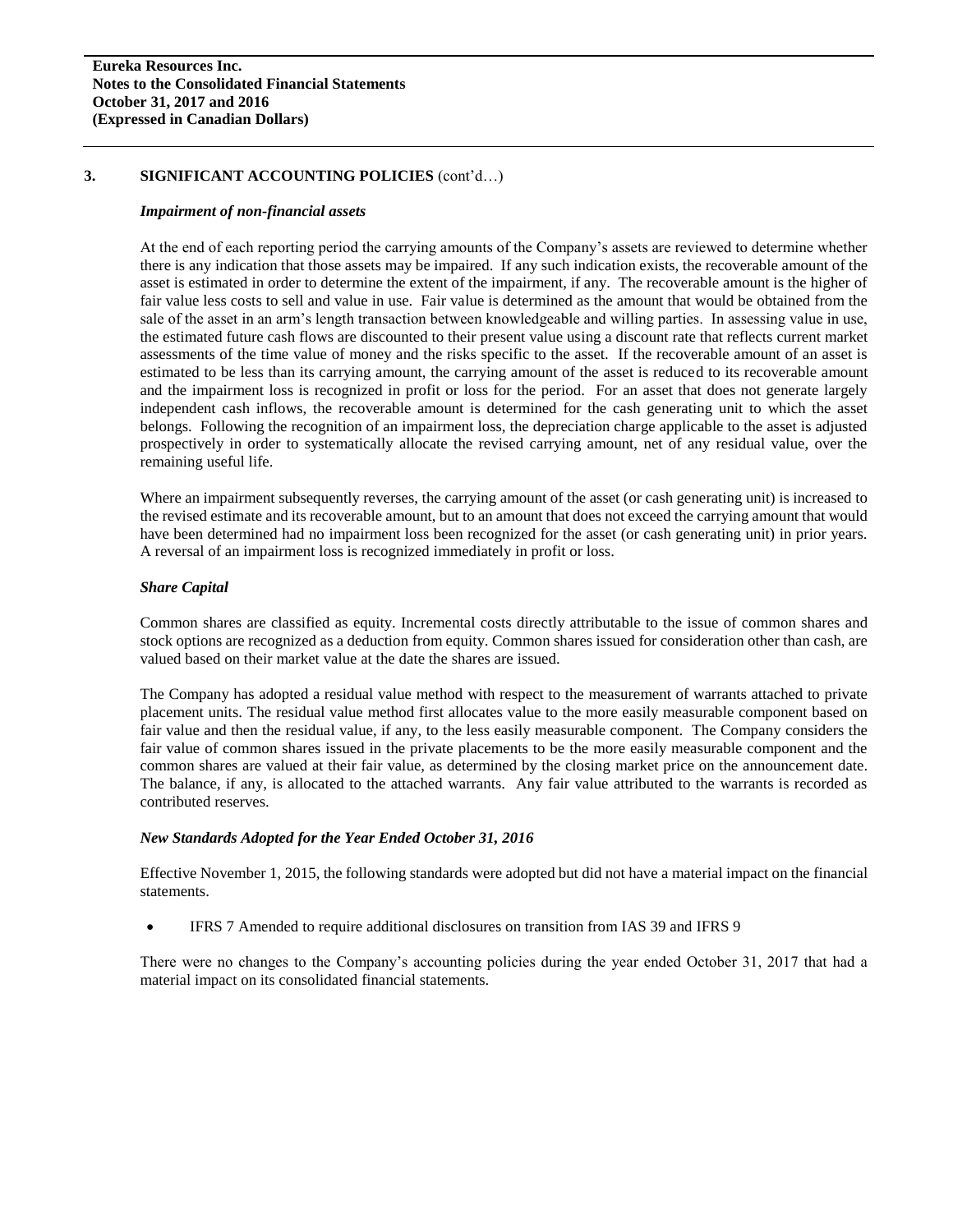## 3. SIGNIFICANT ACCOUNTING POLICIES (cont'd…)

***Impairment of non-financial assets***

At the end of each reporting period the carrying amounts of the Company's assets are reviewed to determine whether there is any indication that those assets may be impaired. If any such indication exists, the recoverable amount of the asset is estimated in order to determine the extent of the impairment, if any. The recoverable amount is the higher of fair value less costs to sell and value in use. Fair value is determined as the amount that would be obtained from the sale of the asset in an arm's length transaction between knowledgeable and willing parties. In assessing value in use, the estimated future cash flows are discounted to their present value using a discount rate that reflects current market assessments of the time value of money and the risks specific to the asset. If the recoverable amount of an asset is estimated to be less than its carrying amount, the carrying amount of the asset is reduced to its recoverable amount and the impairment loss is recognized in profit or loss for the period. For an asset that does not generate largely independent cash inflows, the recoverable amount is determined for the cash generating unit to which the asset belongs. Following the recognition of an impairment loss, the depreciation charge applicable to the asset is adjusted prospectively in order to systematically allocate the revised carrying amount, net of any residual value, over the remaining useful life.

Where an impairment subsequently reverses, the carrying amount of the asset (or cash generating unit) is increased to the revised estimate and its recoverable amount, but to an amount that does not exceed the carrying amount that would have been determined had no impairment loss been recognized for the asset (or cash generating unit) in prior years. A reversal of an impairment loss is recognized immediately in profit or loss.

***Share Capital***

Common shares are classified as equity. Incremental costs directly attributable to the issue of common shares and stock options are recognized as a deduction from equity. Common shares issued for consideration other than cash, are valued based on their market value at the date the shares are issued.

The Company has adopted a residual value method with respect to the measurement of warrants attached to private placement units. The residual value method first allocates value to the more easily measurable component based on fair value and then the residual value, if any, to the less easily measurable component. The Company considers the fair value of common shares issued in the private placements to be the more easily measurable component and the common shares are valued at their fair value, as determined by the closing market price on the announcement date. The balance, if any, is allocated to the attached warrants. Any fair value attributed to the warrants is recorded as contributed reserves.

***New Standards Adopted for the Year Ended October 31, 2016***

Effective November 1, 2015, the following standards were adopted but did not have a material impact on the financial statements.

- IFRS 7 Amended to require additional disclosures on transition from IAS 39 and IFRS 9

There were no changes to the Company's accounting policies during the year ended October 31, 2017 that had a material impact on its consolidated financial statements.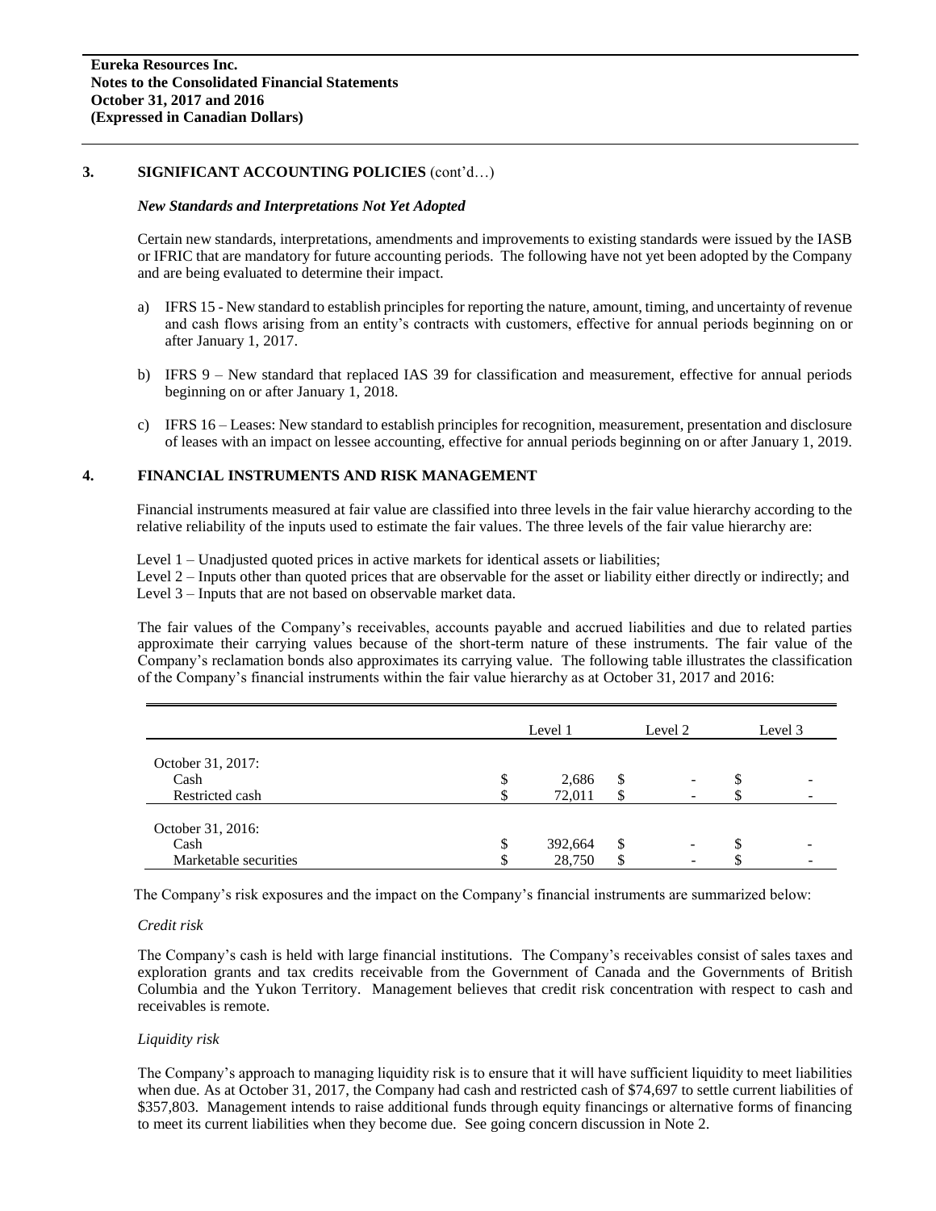## 3. SIGNIFICANT ACCOUNTING POLICIES (cont'd…)

### *New Standards and Interpretations Not Yet Adopted*

Certain new standards, interpretations, amendments and improvements to existing standards were issued by the IASB or IFRIC that are mandatory for future accounting periods. The following have not yet been adopted by the Company and are being evaluated to determine their impact.

a) IFRS 15 - New standard to establish principles for reporting the nature, amount, timing, and uncertainty of revenue and cash flows arising from an entity's contracts with customers, effective for annual periods beginning on or after January 1, 2017.

b) IFRS 9 – New standard that replaced IAS 39 for classification and measurement, effective for annual periods beginning on or after January 1, 2018.

c) IFRS 16 – Leases: New standard to establish principles for recognition, measurement, presentation and disclosure of leases with an impact on lessee accounting, effective for annual periods beginning on or after January 1, 2019.

## 4. FINANCIAL INSTRUMENTS AND RISK MANAGEMENT

Financial instruments measured at fair value are classified into three levels in the fair value hierarchy according to the relative reliability of the inputs used to estimate the fair values. The three levels of the fair value hierarchy are:

Level 1 – Unadjusted quoted prices in active markets for identical assets or liabilities;
Level 2 – Inputs other than quoted prices that are observable for the asset or liability either directly or indirectly; and
Level 3 – Inputs that are not based on observable market data.

The fair values of the Company's receivables, accounts payable and accrued liabilities and due to related parties approximate their carrying values because of the short-term nature of these instruments. The fair value of the Company's reclamation bonds also approximates its carrying value. The following table illustrates the classification of the Company's financial instruments within the fair value hierarchy as at October 31, 2017 and 2016:

| | Level 1 | Level 2 | Level 3 |
|---|---|---|---|
| October 31, 2017: | | | |
| Cash | $ 2,686 | $ - | $ - |
| Restricted cash | $ 72,011 | $ - | $ - |
| October 31, 2016: | | | |
| Cash | $ 392,664 | $ - | $ - |
| Marketable securities | $ 28,750 | $ - | $ - |

The Company's risk exposures and the impact on the Company's financial instruments are summarized below:

*Credit risk*

The Company's cash is held with large financial institutions. The Company's receivables consist of sales taxes and exploration grants and tax credits receivable from the Government of Canada and the Governments of British Columbia and the Yukon Territory. Management believes that credit risk concentration with respect to cash and receivables is remote.

*Liquidity risk*

The Company's approach to managing liquidity risk is to ensure that it will have sufficient liquidity to meet liabilities when due. As at October 31, 2017, the Company had cash and restricted cash of $74,697 to settle current liabilities of $357,803. Management intends to raise additional funds through equity financings or alternative forms of financing to meet its current liabilities when they become due. See going concern discussion in Note 2.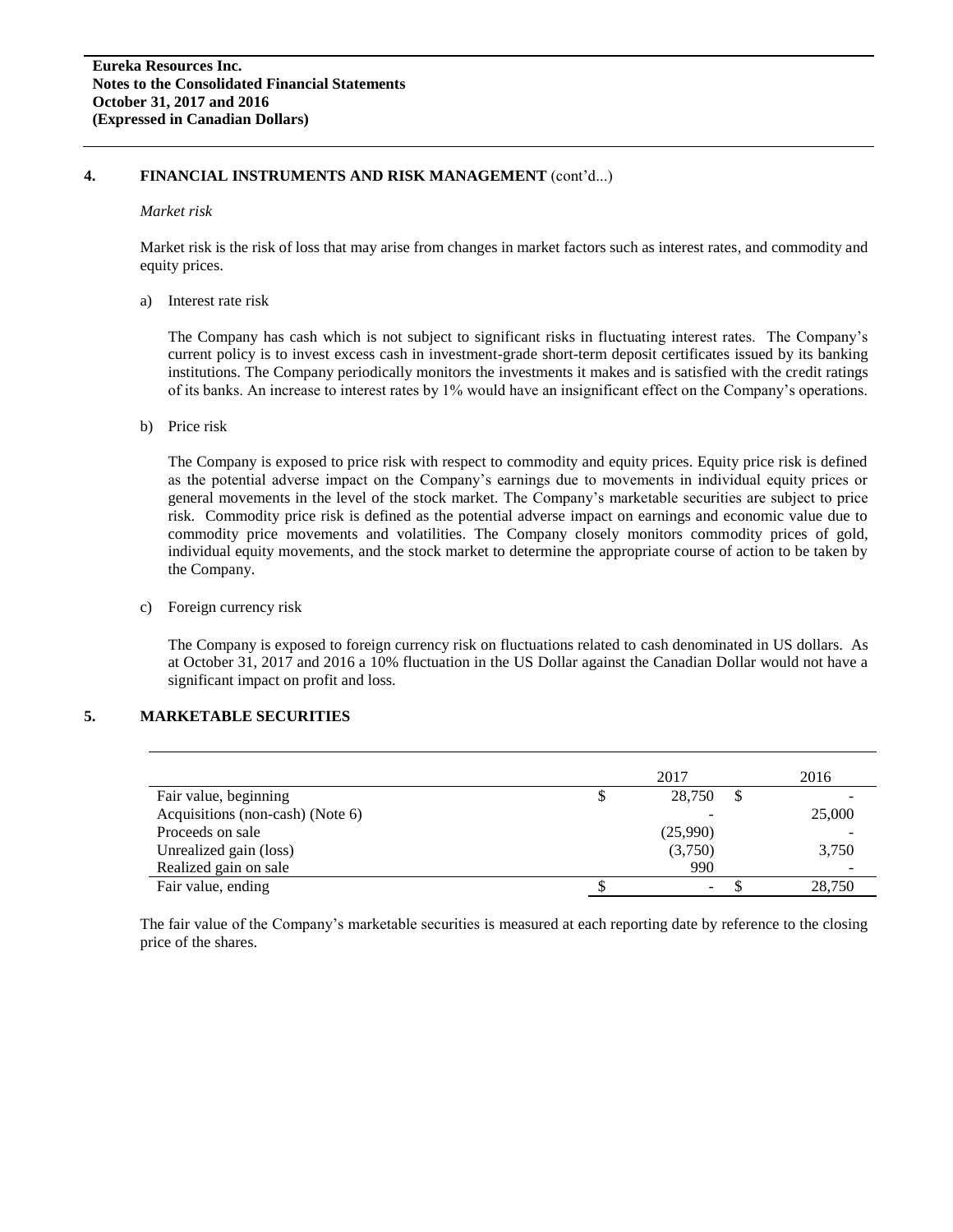## 4. FINANCIAL INSTRUMENTS AND RISK MANAGEMENT (cont'd...)

*Market risk*

Market risk is the risk of loss that may arise from changes in market factors such as interest rates, and commodity and equity prices.

a) Interest rate risk

The Company has cash which is not subject to significant risks in fluctuating interest rates. The Company's current policy is to invest excess cash in investment-grade short-term deposit certificates issued by its banking institutions. The Company periodically monitors the investments it makes and is satisfied with the credit ratings of its banks. An increase to interest rates by 1% would have an insignificant effect on the Company's operations.

b) Price risk

The Company is exposed to price risk with respect to commodity and equity prices. Equity price risk is defined as the potential adverse impact on the Company's earnings due to movements in individual equity prices or general movements in the level of the stock market. The Company's marketable securities are subject to price risk. Commodity price risk is defined as the potential adverse impact on earnings and economic value due to commodity price movements and volatilities. The Company closely monitors commodity prices of gold, individual equity movements, and the stock market to determine the appropriate course of action to be taken by the Company.

c) Foreign currency risk

The Company is exposed to foreign currency risk on fluctuations related to cash denominated in US dollars. As at October 31, 2017 and 2016 a 10% fluctuation in the US Dollar against the Canadian Dollar would not have a significant impact on profit and loss.

## 5. MARKETABLE SECURITIES

| | 2017 | 2016 |
|---|---|---|
| Fair value, beginning | $ 28,750 | $ - |
| Acquisitions (non-cash) (Note 6) | - | 25,000 |
| Proceeds on sale | (25,990) | - |
| Unrealized gain (loss) | (3,750) | 3,750 |
| Realized gain on sale | 990 | - |
| Fair value, ending | $ - | $ 28,750 |

The fair value of the Company's marketable securities is measured at each reporting date by reference to the closing price of the shares.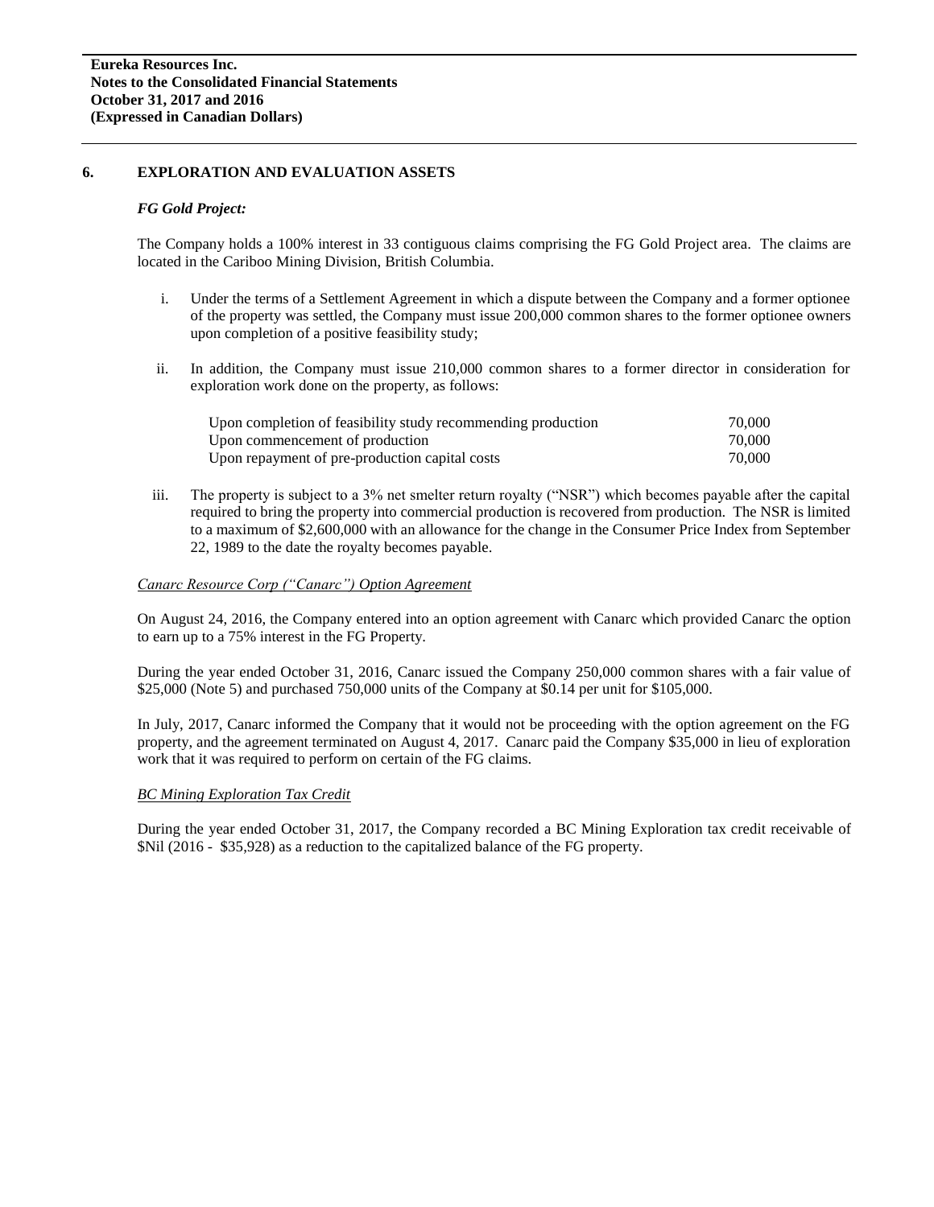## 6. EXPLORATION AND EVALUATION ASSETS

### *FG Gold Project:*

The Company holds a 100% interest in 33 contiguous claims comprising the FG Gold Project area. The claims are located in the Cariboo Mining Division, British Columbia.

i. Under the terms of a Settlement Agreement in which a dispute between the Company and a former optionee of the property was settled, the Company must issue 200,000 common shares to the former optionee owners upon completion of a positive feasibility study;

ii. In addition, the Company must issue 210,000 common shares to a former director in consideration for exploration work done on the property, as follows:

| | |
|---|---|
| Upon completion of feasibility study recommending production | 70,000 |
| Upon commencement of production | 70,000 |
| Upon repayment of pre-production capital costs | 70,000 |

iii. The property is subject to a 3% net smelter return royalty ("NSR") which becomes payable after the capital required to bring the property into commercial production is recovered from production. The NSR is limited to a maximum of $2,600,000 with an allowance for the change in the Consumer Price Index from September 22, 1989 to the date the royalty becomes payable.

*Canarc Resource Corp ("Canarc") Option Agreement*

On August 24, 2016, the Company entered into an option agreement with Canarc which provided Canarc the option to earn up to a 75% interest in the FG Property.

During the year ended October 31, 2016, Canarc issued the Company 250,000 common shares with a fair value of $25,000 (Note 5) and purchased 750,000 units of the Company at $0.14 per unit for $105,000.

In July, 2017, Canarc informed the Company that it would not be proceeding with the option agreement on the FG property, and the agreement terminated on August 4, 2017. Canarc paid the Company $35,000 in lieu of exploration work that it was required to perform on certain of the FG claims.

*BC Mining Exploration Tax Credit*

During the year ended October 31, 2017, the Company recorded a BC Mining Exploration tax credit receivable of $Nil (2016 - $35,928) as a reduction to the capitalized balance of the FG property.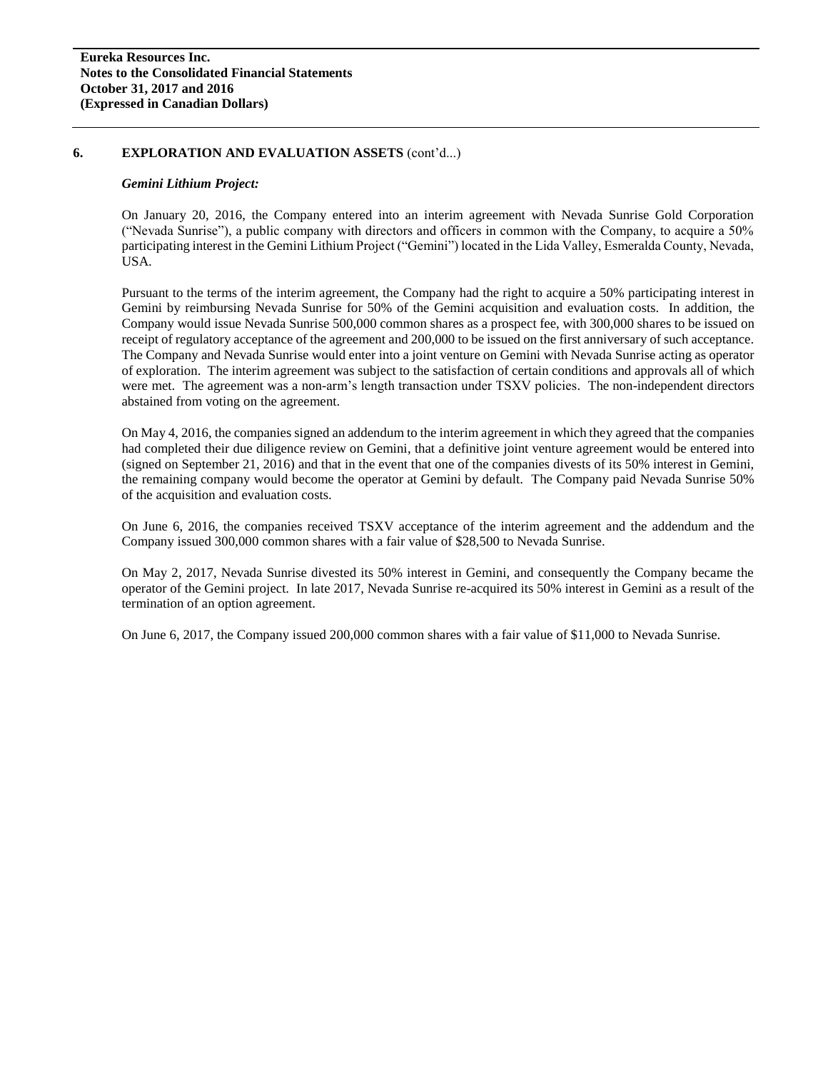## 6. EXPLORATION AND EVALUATION ASSETS (cont'd...)

***Gemini Lithium Project:***

On January 20, 2016, the Company entered into an interim agreement with Nevada Sunrise Gold Corporation ("Nevada Sunrise"), a public company with directors and officers in common with the Company, to acquire a 50% participating interest in the Gemini Lithium Project ("Gemini") located in the Lida Valley, Esmeralda County, Nevada, USA.

Pursuant to the terms of the interim agreement, the Company had the right to acquire a 50% participating interest in Gemini by reimbursing Nevada Sunrise for 50% of the Gemini acquisition and evaluation costs. In addition, the Company would issue Nevada Sunrise 500,000 common shares as a prospect fee, with 300,000 shares to be issued on receipt of regulatory acceptance of the agreement and 200,000 to be issued on the first anniversary of such acceptance. The Company and Nevada Sunrise would enter into a joint venture on Gemini with Nevada Sunrise acting as operator of exploration. The interim agreement was subject to the satisfaction of certain conditions and approvals all of which were met. The agreement was a non-arm's length transaction under TSXV policies. The non-independent directors abstained from voting on the agreement.

On May 4, 2016, the companies signed an addendum to the interim agreement in which they agreed that the companies had completed their due diligence review on Gemini, that a definitive joint venture agreement would be entered into (signed on September 21, 2016) and that in the event that one of the companies divests of its 50% interest in Gemini, the remaining company would become the operator at Gemini by default. The Company paid Nevada Sunrise 50% of the acquisition and evaluation costs.

On June 6, 2016, the companies received TSXV acceptance of the interim agreement and the addendum and the Company issued 300,000 common shares with a fair value of $28,500 to Nevada Sunrise.

On May 2, 2017, Nevada Sunrise divested its 50% interest in Gemini, and consequently the Company became the operator of the Gemini project. In late 2017, Nevada Sunrise re-acquired its 50% interest in Gemini as a result of the termination of an option agreement.

On June 6, 2017, the Company issued 200,000 common shares with a fair value of $11,000 to Nevada Sunrise.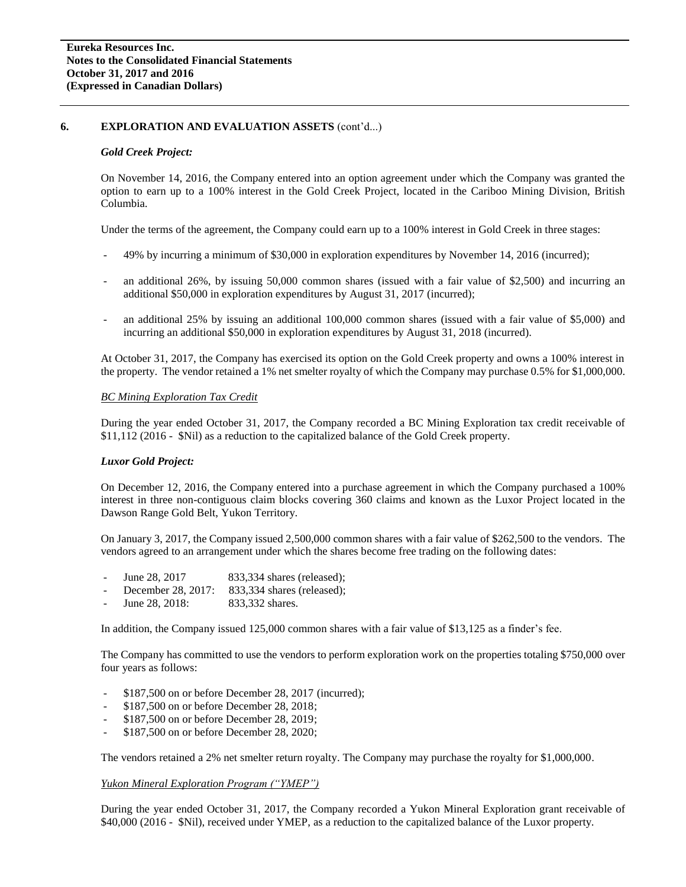## 6. EXPLORATION AND EVALUATION ASSETS (cont'd...)

***Gold Creek Project:***

On November 14, 2016, the Company entered into an option agreement under which the Company was granted the option to earn up to a 100% interest in the Gold Creek Project, located in the Cariboo Mining Division, British Columbia.

Under the terms of the agreement, the Company could earn up to a 100% interest in Gold Creek in three stages:

- 49% by incurring a minimum of $30,000 in exploration expenditures by November 14, 2016 (incurred);
- an additional 26%, by issuing 50,000 common shares (issued with a fair value of $2,500) and incurring an additional $50,000 in exploration expenditures by August 31, 2017 (incurred);
- an additional 25% by issuing an additional 100,000 common shares (issued with a fair value of $5,000) and incurring an additional $50,000 in exploration expenditures by August 31, 2018 (incurred).

At October 31, 2017, the Company has exercised its option on the Gold Creek property and owns a 100% interest in the property. The vendor retained a 1% net smelter royalty of which the Company may purchase 0.5% for $1,000,000.

*BC Mining Exploration Tax Credit*

During the year ended October 31, 2017, the Company recorded a BC Mining Exploration tax credit receivable of $11,112 (2016 - $Nil) as a reduction to the capitalized balance of the Gold Creek property.

***Luxor Gold Project:***

On December 12, 2016, the Company entered into a purchase agreement in which the Company purchased a 100% interest in three non-contiguous claim blocks covering 360 claims and known as the Luxor Project located in the Dawson Range Gold Belt, Yukon Territory.

On January 3, 2017, the Company issued 2,500,000 common shares with a fair value of $262,500 to the vendors. The vendors agreed to an arrangement under which the shares become free trading on the following dates:

- June 28, 2017 833,334 shares (released);
- December 28, 2017: 833,334 shares (released);
- June 28, 2018: 833,332 shares.

In addition, the Company issued 125,000 common shares with a fair value of $13,125 as a finder's fee.

The Company has committed to use the vendors to perform exploration work on the properties totaling $750,000 over four years as follows:

- $187,500 on or before December 28, 2017 (incurred);
- $187,500 on or before December 28, 2018;
- $187,500 on or before December 28, 2019;
- $187,500 on or before December 28, 2020;

The vendors retained a 2% net smelter return royalty. The Company may purchase the royalty for $1,000,000.

*Yukon Mineral Exploration Program ("YMEP")*

During the year ended October 31, 2017, the Company recorded a Yukon Mineral Exploration grant receivable of $40,000 (2016 - $Nil), received under YMEP, as a reduction to the capitalized balance of the Luxor property.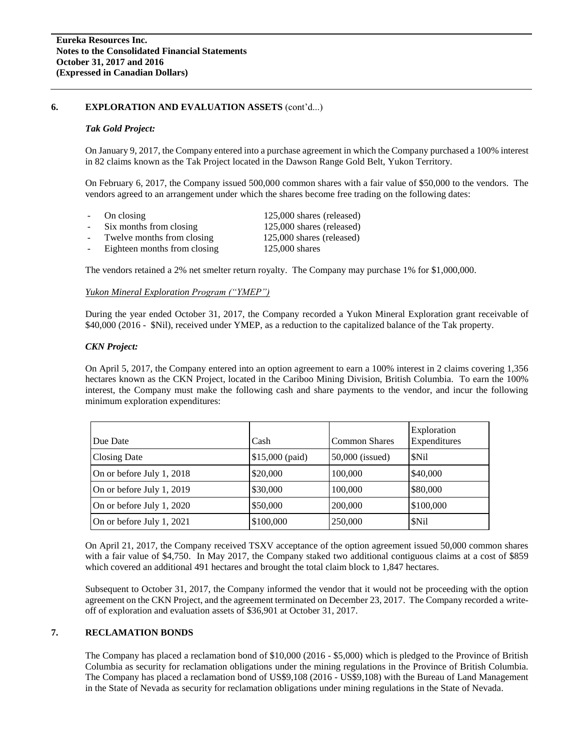## 6. EXPLORATION AND EVALUATION ASSETS (cont'd...)

### *Tak Gold Project:*

On January 9, 2017, the Company entered into a purchase agreement in which the Company purchased a 100% interest in 82 claims known as the Tak Project located in the Dawson Range Gold Belt, Yukon Territory.

On February 6, 2017, the Company issued 500,000 common shares with a fair value of $50,000 to the vendors. The vendors agreed to an arrangement under which the shares become free trading on the following dates:

- On closing — 125,000 shares (released)
- Six months from closing — 125,000 shares (released)
- Twelve months from closing — 125,000 shares (released)
- Eighteen months from closing — 125,000 shares

The vendors retained a 2% net smelter return royalty. The Company may purchase 1% for $1,000,000.

*Yukon Mineral Exploration Program ("YMEP")*

During the year ended October 31, 2017, the Company recorded a Yukon Mineral Exploration grant receivable of $40,000 (2016 - $Nil), received under YMEP, as a reduction to the capitalized balance of the Tak property.

### *CKN Project:*

On April 5, 2017, the Company entered into an option agreement to earn a 100% interest in 2 claims covering 1,356 hectares known as the CKN Project, located in the Cariboo Mining Division, British Columbia. To earn the 100% interest, the Company must make the following cash and share payments to the vendor, and incur the following minimum exploration expenditures:

| Due Date | Cash | Common Shares | Exploration Expenditures |
|---|---|---|---|
| Closing Date | $15,000 (paid) | 50,000 (issued) | $Nil |
| On or before July 1, 2018 | $20,000 | 100,000 | $40,000 |
| On or before July 1, 2019 | $30,000 | 100,000 | $80,000 |
| On or before July 1, 2020 | $50,000 | 200,000 | $100,000 |
| On or before July 1, 2021 | $100,000 | 250,000 | $Nil |

On April 21, 2017, the Company received TSXV acceptance of the option agreement issued 50,000 common shares with a fair value of $4,750. In May 2017, the Company staked two additional contiguous claims at a cost of $859 which covered an additional 491 hectares and brought the total claim block to 1,847 hectares.

Subsequent to October 31, 2017, the Company informed the vendor that it would not be proceeding with the option agreement on the CKN Project, and the agreement terminated on December 23, 2017. The Company recorded a write-off of exploration and evaluation assets of $36,901 at October 31, 2017.

## 7. RECLAMATION BONDS

The Company has placed a reclamation bond of $10,000 (2016 - $5,000) which is pledged to the Province of British Columbia as security for reclamation obligations under the mining regulations in the Province of British Columbia. The Company has placed a reclamation bond of US$9,108 (2016 - US$9,108) with the Bureau of Land Management in the State of Nevada as security for reclamation obligations under mining regulations in the State of Nevada.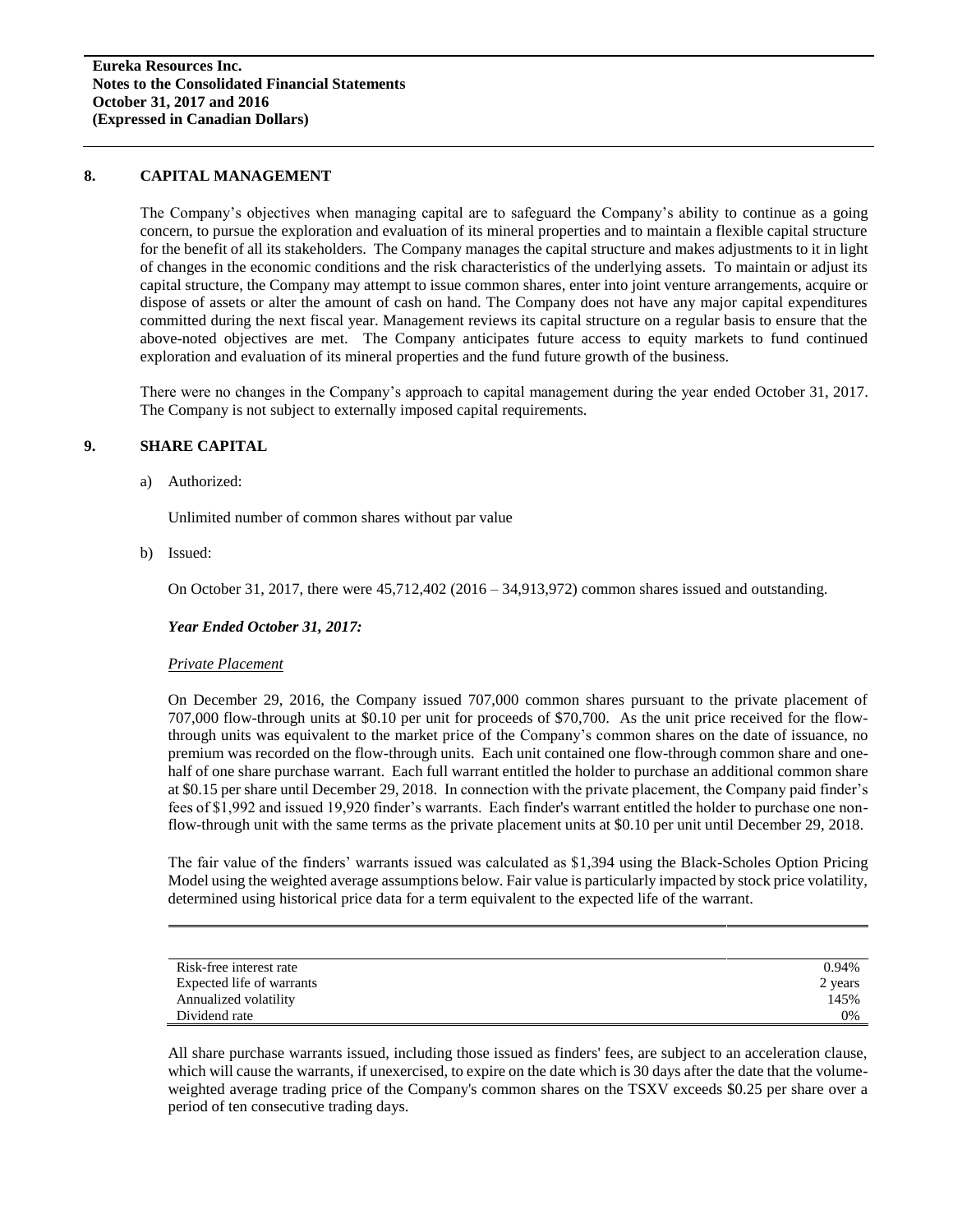## 8. CAPITAL MANAGEMENT

The Company's objectives when managing capital are to safeguard the Company's ability to continue as a going concern, to pursue the exploration and evaluation of its mineral properties and to maintain a flexible capital structure for the benefit of all its stakeholders. The Company manages the capital structure and makes adjustments to it in light of changes in the economic conditions and the risk characteristics of the underlying assets. To maintain or adjust its capital structure, the Company may attempt to issue common shares, enter into joint venture arrangements, acquire or dispose of assets or alter the amount of cash on hand. The Company does not have any major capital expenditures committed during the next fiscal year. Management reviews its capital structure on a regular basis to ensure that the above-noted objectives are met. The Company anticipates future access to equity markets to fund continued exploration and evaluation of its mineral properties and the fund future growth of the business.

There were no changes in the Company's approach to capital management during the year ended October 31, 2017. The Company is not subject to externally imposed capital requirements.

## 9. SHARE CAPITAL

a) Authorized:

Unlimited number of common shares without par value

b) Issued:

On October 31, 2017, there were 45,712,402 (2016 – 34,913,972) common shares issued and outstanding.

***Year Ended October 31, 2017:***

*Private Placement*

On December 29, 2016, the Company issued 707,000 common shares pursuant to the private placement of 707,000 flow-through units at $0.10 per unit for proceeds of $70,700. As the unit price received for the flow-through units was equivalent to the market price of the Company's common shares on the date of issuance, no premium was recorded on the flow-through units. Each unit contained one flow-through common share and one-half of one share purchase warrant. Each full warrant entitled the holder to purchase an additional common share at $0.15 per share until December 29, 2018. In connection with the private placement, the Company paid finder's fees of $1,992 and issued 19,920 finder's warrants. Each finder's warrant entitled the holder to purchase one non-flow-through unit with the same terms as the private placement units at $0.10 per unit until December 29, 2018.

The fair value of the finders' warrants issued was calculated as $1,394 using the Black-Scholes Option Pricing Model using the weighted average assumptions below. Fair value is particularly impacted by stock price volatility, determined using historical price data for a term equivalent to the expected life of the warrant.

| | |
|---|---|
| Risk-free interest rate | 0.94% |
| Expected life of warrants | 2 years |
| Annualized volatility | 145% |
| Dividend rate | 0% |

All share purchase warrants issued, including those issued as finders' fees, are subject to an acceleration clause, which will cause the warrants, if unexercised, to expire on the date which is 30 days after the date that the volume-weighted average trading price of the Company's common shares on the TSXV exceeds $0.25 per share over a period of ten consecutive trading days.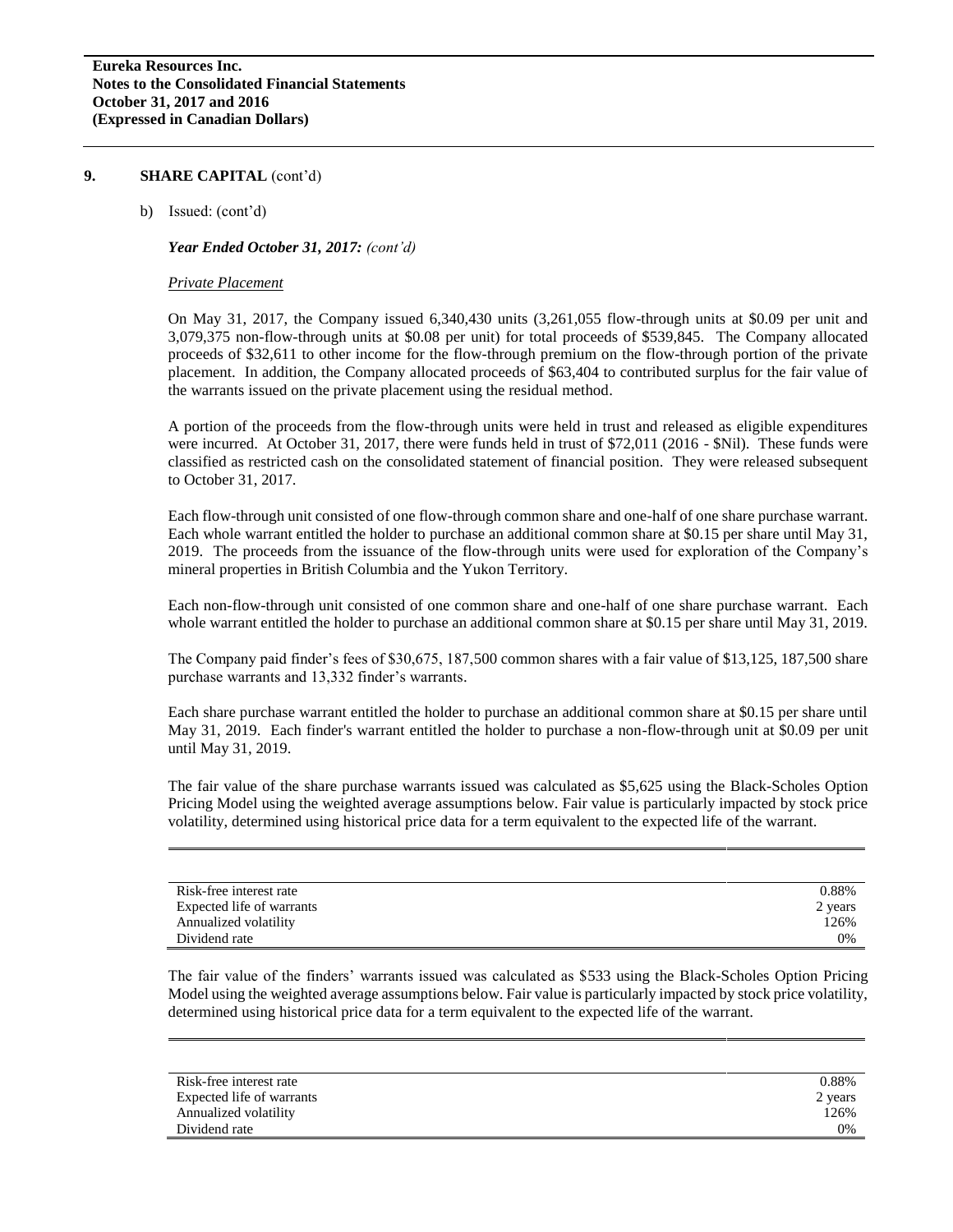## 9. SHARE CAPITAL (cont'd)

b) Issued: (cont'd)

***Year Ended October 31, 2017:*** *(cont'd)*

*Private Placement*

On May 31, 2017, the Company issued 6,340,430 units (3,261,055 flow-through units at \$0.09 per unit and 3,079,375 non-flow-through units at \$0.08 per unit) for total proceeds of \$539,845. The Company allocated proceeds of \$32,611 to other income for the flow-through premium on the flow-through portion of the private placement. In addition, the Company allocated proceeds of \$63,404 to contributed surplus for the fair value of the warrants issued on the private placement using the residual method.

A portion of the proceeds from the flow-through units were held in trust and released as eligible expenditures were incurred. At October 31, 2017, there were funds held in trust of \$72,011 (2016 - \$Nil). These funds were classified as restricted cash on the consolidated statement of financial position. They were released subsequent to October 31, 2017.

Each flow-through unit consisted of one flow-through common share and one-half of one share purchase warrant. Each whole warrant entitled the holder to purchase an additional common share at \$0.15 per share until May 31, 2019. The proceeds from the issuance of the flow-through units were used for exploration of the Company's mineral properties in British Columbia and the Yukon Territory.

Each non-flow-through unit consisted of one common share and one-half of one share purchase warrant. Each whole warrant entitled the holder to purchase an additional common share at \$0.15 per share until May 31, 2019.

The Company paid finder's fees of \$30,675, 187,500 common shares with a fair value of \$13,125, 187,500 share purchase warrants and 13,332 finder's warrants.

Each share purchase warrant entitled the holder to purchase an additional common share at \$0.15 per share until May 31, 2019. Each finder's warrant entitled the holder to purchase a non-flow-through unit at \$0.09 per unit until May 31, 2019.

The fair value of the share purchase warrants issued was calculated as \$5,625 using the Black-Scholes Option Pricing Model using the weighted average assumptions below. Fair value is particularly impacted by stock price volatility, determined using historical price data for a term equivalent to the expected life of the warrant.

| | |
|---|---|
| Risk-free interest rate | 0.88% |
| Expected life of warrants | 2 years |
| Annualized volatility | 126% |
| Dividend rate | 0% |

The fair value of the finders' warrants issued was calculated as \$533 using the Black-Scholes Option Pricing Model using the weighted average assumptions below. Fair value is particularly impacted by stock price volatility, determined using historical price data for a term equivalent to the expected life of the warrant.

| | |
|---|---|
| Risk-free interest rate | 0.88% |
| Expected life of warrants | 2 years |
| Annualized volatility | 126% |
| Dividend rate | 0% |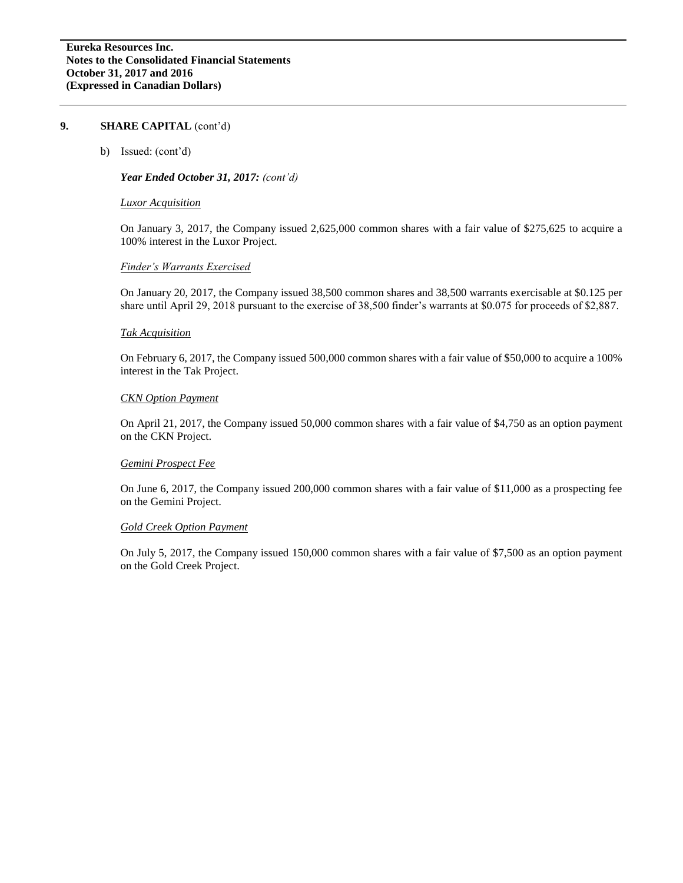## 9. SHARE CAPITAL (cont'd)

b) Issued: (cont'd)

***Year Ended October 31, 2017:*** *(cont'd)*

*Luxor Acquisition*

On January 3, 2017, the Company issued 2,625,000 common shares with a fair value of $275,625 to acquire a 100% interest in the Luxor Project.

*Finder's Warrants Exercised*

On January 20, 2017, the Company issued 38,500 common shares and 38,500 warrants exercisable at $0.125 per share until April 29, 2018 pursuant to the exercise of 38,500 finder's warrants at $0.075 for proceeds of $2,887.

*Tak Acquisition*

On February 6, 2017, the Company issued 500,000 common shares with a fair value of $50,000 to acquire a 100% interest in the Tak Project.

*CKN Option Payment*

On April 21, 2017, the Company issued 50,000 common shares with a fair value of $4,750 as an option payment on the CKN Project.

*Gemini Prospect Fee*

On June 6, 2017, the Company issued 200,000 common shares with a fair value of $11,000 as a prospecting fee on the Gemini Project.

*Gold Creek Option Payment*

On July 5, 2017, the Company issued 150,000 common shares with a fair value of $7,500 as an option payment on the Gold Creek Project.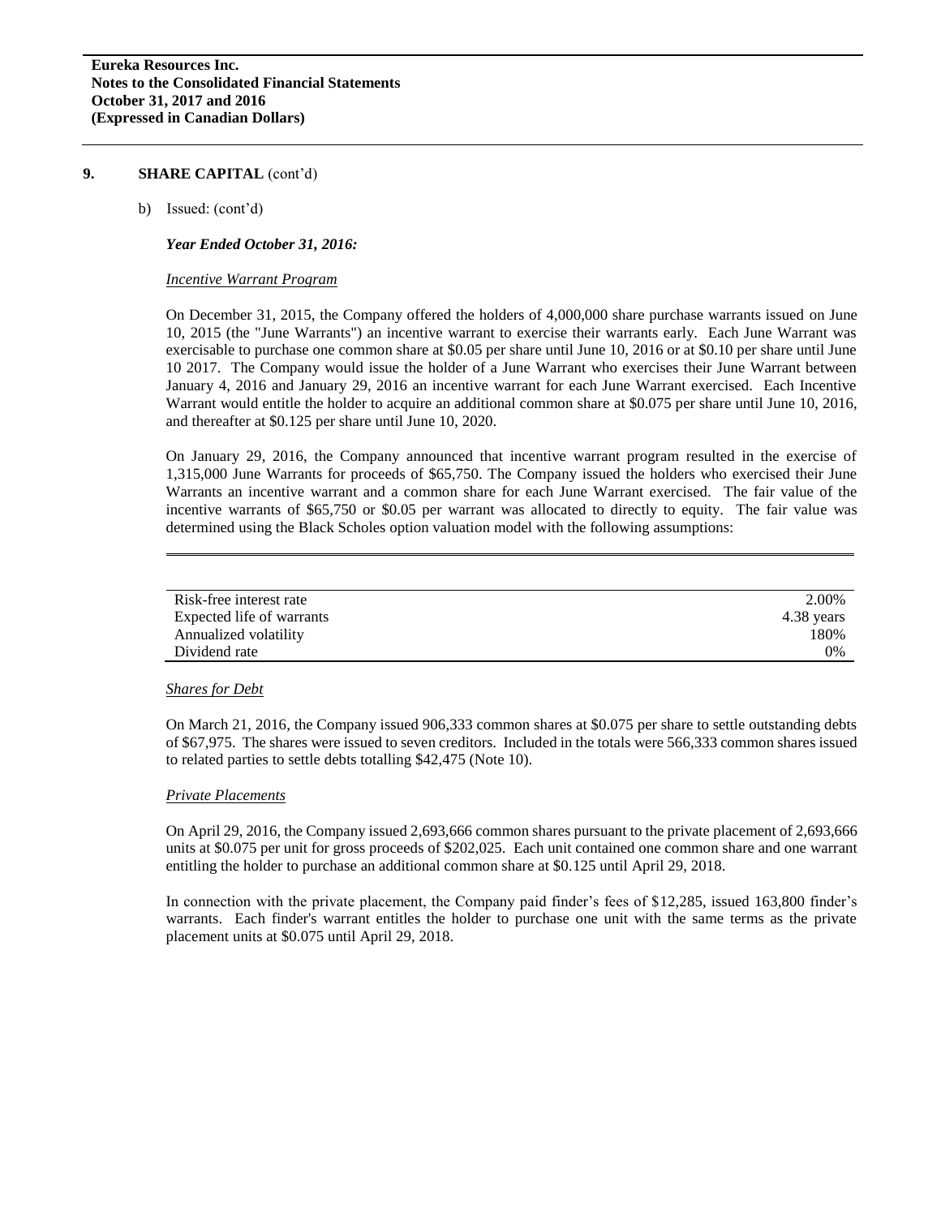## 9. SHARE CAPITAL (cont'd)

b) Issued: (cont'd)

***Year Ended October 31, 2016:***

*Incentive Warrant Program*

On December 31, 2015, the Company offered the holders of 4,000,000 share purchase warrants issued on June 10, 2015 (the "June Warrants") an incentive warrant to exercise their warrants early. Each June Warrant was exercisable to purchase one common share at $0.05 per share until June 10, 2016 or at $0.10 per share until June 10 2017. The Company would issue the holder of a June Warrant who exercises their June Warrant between January 4, 2016 and January 29, 2016 an incentive warrant for each June Warrant exercised. Each Incentive Warrant would entitle the holder to acquire an additional common share at $0.075 per share until June 10, 2016, and thereafter at $0.125 per share until June 10, 2020.

On January 29, 2016, the Company announced that incentive warrant program resulted in the exercise of 1,315,000 June Warrants for proceeds of $65,750. The Company issued the holders who exercised their June Warrants an incentive warrant and a common share for each June Warrant exercised. The fair value of the incentive warrants of $65,750 or $0.05 per warrant was allocated to directly to equity. The fair value was determined using the Black Scholes option valuation model with the following assumptions:

| | |
|---|---|
| Risk-free interest rate | 2.00% |
| Expected life of warrants | 4.38 years |
| Annualized volatility | 180% |
| Dividend rate | 0% |

*Shares for Debt*

On March 21, 2016, the Company issued 906,333 common shares at $0.075 per share to settle outstanding debts of $67,975. The shares were issued to seven creditors. Included in the totals were 566,333 common shares issued to related parties to settle debts totalling $42,475 (Note 10).

*Private Placements*

On April 29, 2016, the Company issued 2,693,666 common shares pursuant to the private placement of 2,693,666 units at $0.075 per unit for gross proceeds of $202,025. Each unit contained one common share and one warrant entitling the holder to purchase an additional common share at $0.125 until April 29, 2018.

In connection with the private placement, the Company paid finder's fees of $12,285, issued 163,800 finder's warrants. Each finder's warrant entitles the holder to purchase one unit with the same terms as the private placement units at $0.075 until April 29, 2018.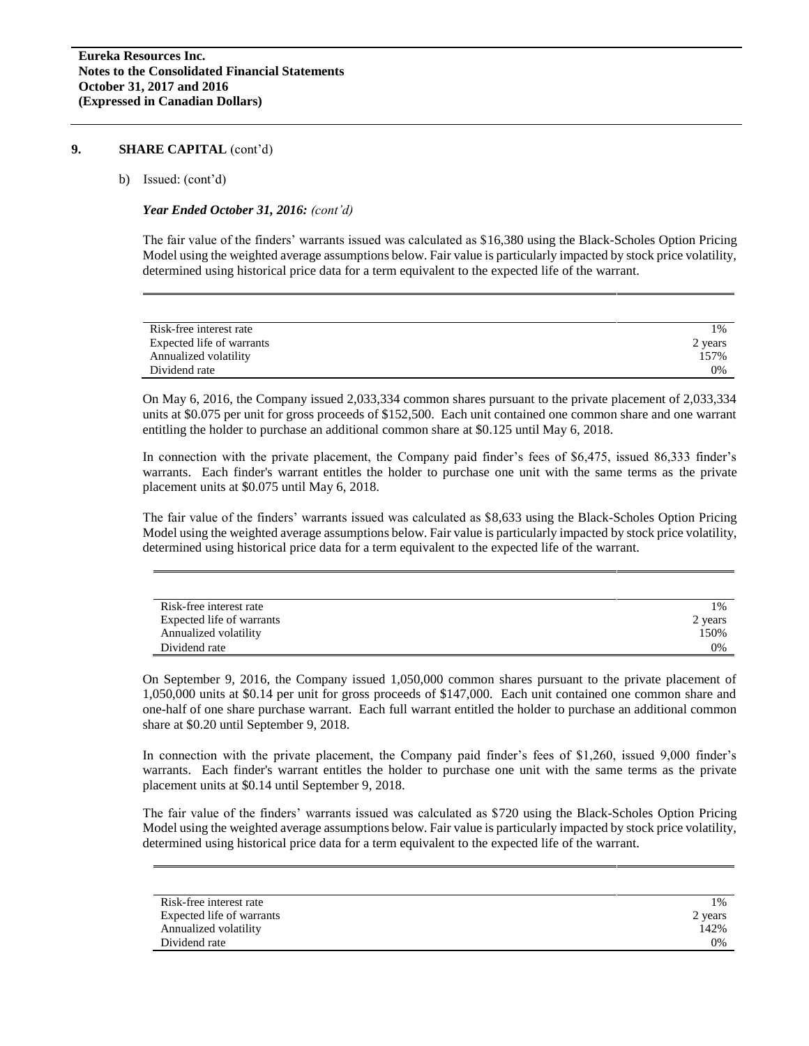## 9. SHARE CAPITAL (cont'd)

b) Issued: (cont'd)

***Year Ended October 31, 2016:*** *(cont'd)*

The fair value of the finders' warrants issued was calculated as $16,380 using the Black-Scholes Option Pricing Model using the weighted average assumptions below. Fair value is particularly impacted by stock price volatility, determined using historical price data for a term equivalent to the expected life of the warrant.

| | |
|---|---|
| Risk-free interest rate | 1% |
| Expected life of warrants | 2 years |
| Annualized volatility | 157% |
| Dividend rate | 0% |

On May 6, 2016, the Company issued 2,033,334 common shares pursuant to the private placement of 2,033,334 units at $0.075 per unit for gross proceeds of $152,500. Each unit contained one common share and one warrant entitling the holder to purchase an additional common share at $0.125 until May 6, 2018.

In connection with the private placement, the Company paid finder's fees of $6,475, issued 86,333 finder's warrants. Each finder's warrant entitles the holder to purchase one unit with the same terms as the private placement units at $0.075 until May 6, 2018.

The fair value of the finders' warrants issued was calculated as $8,633 using the Black-Scholes Option Pricing Model using the weighted average assumptions below. Fair value is particularly impacted by stock price volatility, determined using historical price data for a term equivalent to the expected life of the warrant.

| | |
|---|---|
| Risk-free interest rate | 1% |
| Expected life of warrants | 2 years |
| Annualized volatility | 150% |
| Dividend rate | 0% |

On September 9, 2016, the Company issued 1,050,000 common shares pursuant to the private placement of 1,050,000 units at $0.14 per unit for gross proceeds of $147,000. Each unit contained one common share and one-half of one share purchase warrant. Each full warrant entitled the holder to purchase an additional common share at $0.20 until September 9, 2018.

In connection with the private placement, the Company paid finder's fees of $1,260, issued 9,000 finder's warrants. Each finder's warrant entitles the holder to purchase one unit with the same terms as the private placement units at $0.14 until September 9, 2018.

The fair value of the finders' warrants issued was calculated as $720 using the Black-Scholes Option Pricing Model using the weighted average assumptions below. Fair value is particularly impacted by stock price volatility, determined using historical price data for a term equivalent to the expected life of the warrant.

| | |
|---|---|
| Risk-free interest rate | 1% |
| Expected life of warrants | 2 years |
| Annualized volatility | 142% |
| Dividend rate | 0% |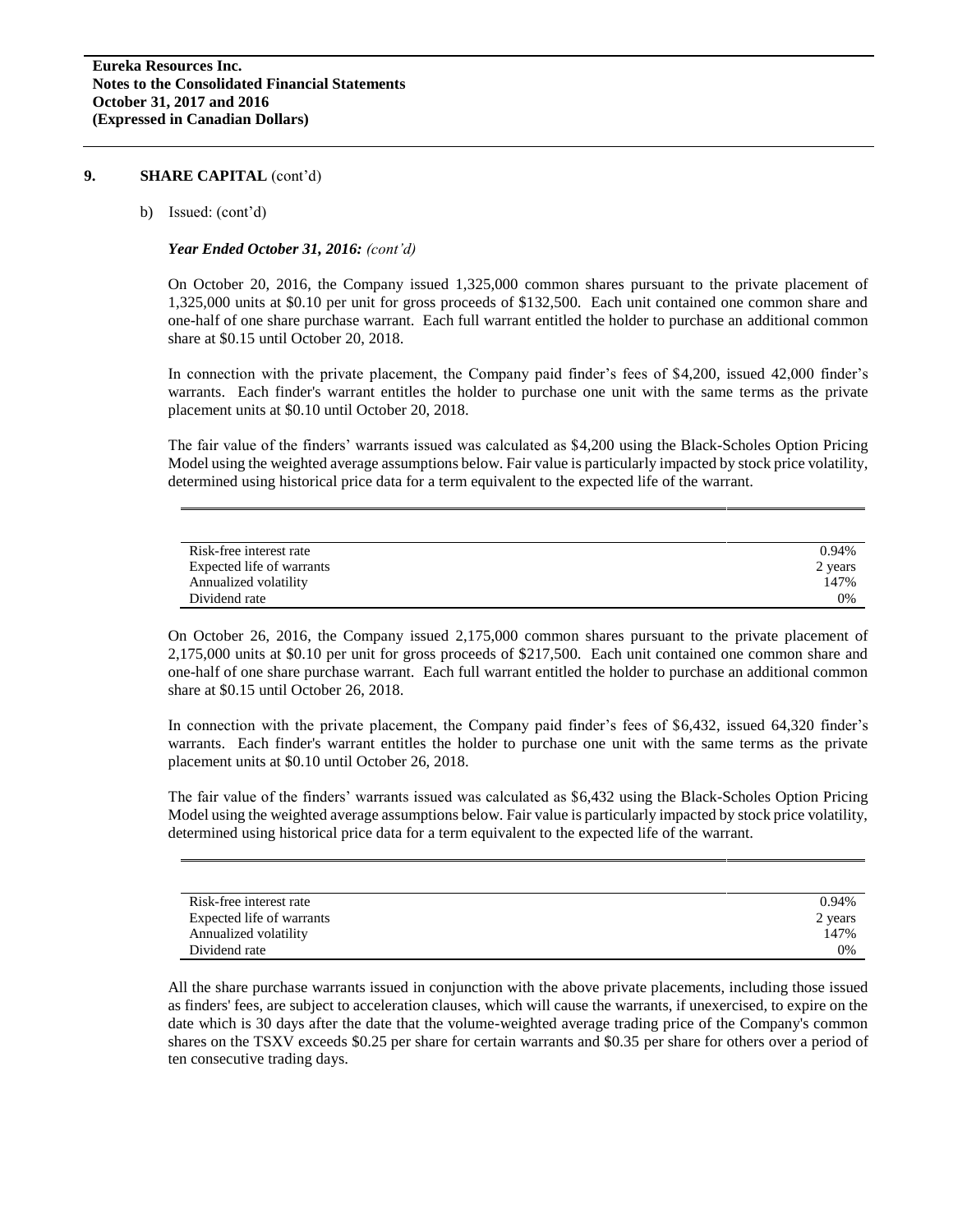## 9. SHARE CAPITAL (cont'd)

b) Issued: (cont'd)

***Year Ended October 31, 2016:** (cont'd)*

On October 20, 2016, the Company issued 1,325,000 common shares pursuant to the private placement of 1,325,000 units at \$0.10 per unit for gross proceeds of \$132,500. Each unit contained one common share and one-half of one share purchase warrant. Each full warrant entitled the holder to purchase an additional common share at \$0.15 until October 20, 2018.

In connection with the private placement, the Company paid finder's fees of \$4,200, issued 42,000 finder's warrants. Each finder's warrant entitles the holder to purchase one unit with the same terms as the private placement units at \$0.10 until October 20, 2018.

The fair value of the finders' warrants issued was calculated as \$4,200 using the Black-Scholes Option Pricing Model using the weighted average assumptions below. Fair value is particularly impacted by stock price volatility, determined using historical price data for a term equivalent to the expected life of the warrant.

| | |
|---|---|
| Risk-free interest rate | 0.94% |
| Expected life of warrants | 2 years |
| Annualized volatility | 147% |
| Dividend rate | 0% |

On October 26, 2016, the Company issued 2,175,000 common shares pursuant to the private placement of 2,175,000 units at \$0.10 per unit for gross proceeds of \$217,500. Each unit contained one common share and one-half of one share purchase warrant. Each full warrant entitled the holder to purchase an additional common share at \$0.15 until October 26, 2018.

In connection with the private placement, the Company paid finder's fees of \$6,432, issued 64,320 finder's warrants. Each finder's warrant entitles the holder to purchase one unit with the same terms as the private placement units at \$0.10 until October 26, 2018.

The fair value of the finders' warrants issued was calculated as \$6,432 using the Black-Scholes Option Pricing Model using the weighted average assumptions below. Fair value is particularly impacted by stock price volatility, determined using historical price data for a term equivalent to the expected life of the warrant.

| | |
|---|---|
| Risk-free interest rate | 0.94% |
| Expected life of warrants | 2 years |
| Annualized volatility | 147% |
| Dividend rate | 0% |

All the share purchase warrants issued in conjunction with the above private placements, including those issued as finders' fees, are subject to acceleration clauses, which will cause the warrants, if unexercised, to expire on the date which is 30 days after the date that the volume-weighted average trading price of the Company's common shares on the TSXV exceeds \$0.25 per share for certain warrants and \$0.35 per share for others over a period of ten consecutive trading days.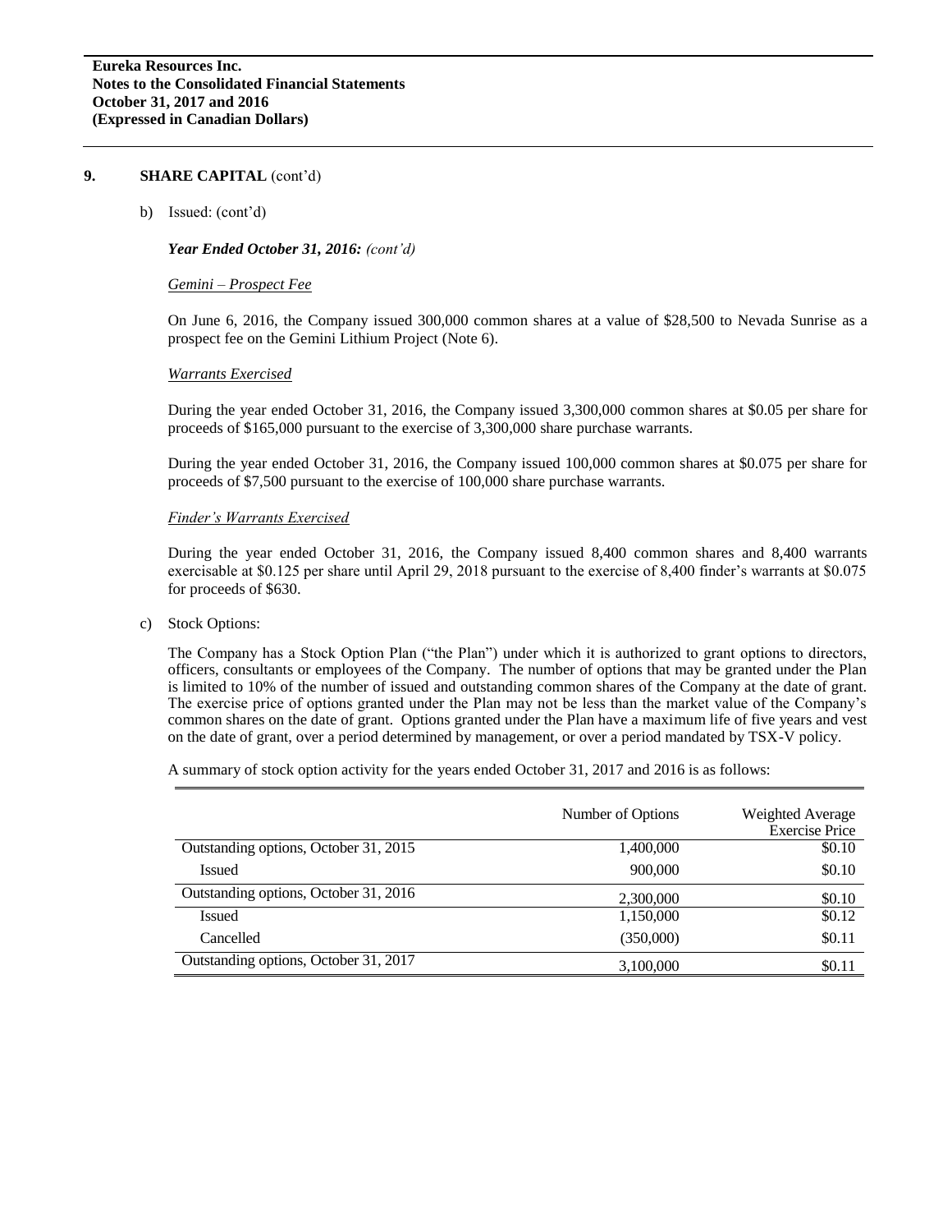## 9. SHARE CAPITAL (cont'd)

b) Issued: (cont'd)

***Year Ended October 31, 2016:*** *(cont'd)*

*Gemini – Prospect Fee*

On June 6, 2016, the Company issued 300,000 common shares at a value of $28,500 to Nevada Sunrise as a prospect fee on the Gemini Lithium Project (Note 6).

*Warrants Exercised*

During the year ended October 31, 2016, the Company issued 3,300,000 common shares at $0.05 per share for proceeds of $165,000 pursuant to the exercise of 3,300,000 share purchase warrants.

During the year ended October 31, 2016, the Company issued 100,000 common shares at $0.075 per share for proceeds of $7,500 pursuant to the exercise of 100,000 share purchase warrants.

*Finder's Warrants Exercised*

During the year ended October 31, 2016, the Company issued 8,400 common shares and 8,400 warrants exercisable at $0.125 per share until April 29, 2018 pursuant to the exercise of 8,400 finder's warrants at $0.075 for proceeds of $630.

c) Stock Options:

The Company has a Stock Option Plan ("the Plan") under which it is authorized to grant options to directors, officers, consultants or employees of the Company. The number of options that may be granted under the Plan is limited to 10% of the number of issued and outstanding common shares of the Company at the date of grant. The exercise price of options granted under the Plan may not be less than the market value of the Company's common shares on the date of grant. Options granted under the Plan have a maximum life of five years and vest on the date of grant, over a period determined by management, or over a period mandated by TSX-V policy.

A summary of stock option activity for the years ended October 31, 2017 and 2016 is as follows:

| | Number of Options | Weighted Average Exercise Price |
|---|---|---|
| Outstanding options, October 31, 2015 | 1,400,000 | $0.10 |
| Issued | 900,000 | $0.10 |
| Outstanding options, October 31, 2016 | 2,300,000 | $0.10 |
| Issued | 1,150,000 | $0.12 |
| Cancelled | (350,000) | $0.11 |
| Outstanding options, October 31, 2017 | 3,100,000 | $0.11 |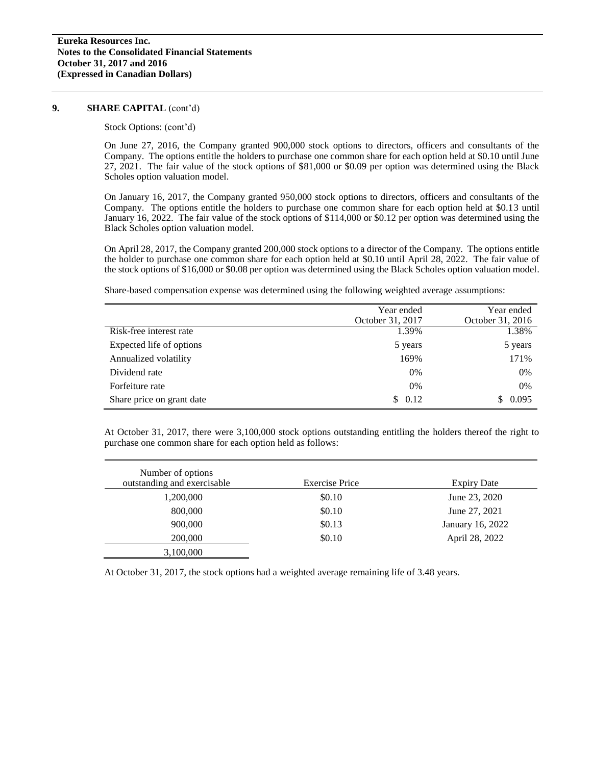## 9. SHARE CAPITAL (cont'd)

Stock Options: (cont'd)

On June 27, 2016, the Company granted 900,000 stock options to directors, officers and consultants of the Company. The options entitle the holders to purchase one common share for each option held at \$0.10 until June 27, 2021. The fair value of the stock options of \$81,000 or \$0.09 per option was determined using the Black Scholes option valuation model.

On January 16, 2017, the Company granted 950,000 stock options to directors, officers and consultants of the Company. The options entitle the holders to purchase one common share for each option held at \$0.13 until January 16, 2022. The fair value of the stock options of \$114,000 or \$0.12 per option was determined using the Black Scholes option valuation model.

On April 28, 2017, the Company granted 200,000 stock options to a director of the Company. The options entitle the holder to purchase one common share for each option held at \$0.10 until April 28, 2022. The fair value of the stock options of \$16,000 or \$0.08 per option was determined using the Black Scholes option valuation model.

Share-based compensation expense was determined using the following weighted average assumptions:

| | Year ended October 31, 2017 | Year ended October 31, 2016 |
|---|---|---|
| Risk-free interest rate | 1.39% | 1.38% |
| Expected life of options | 5 years | 5 years |
| Annualized volatility | 169% | 171% |
| Dividend rate | 0% | 0% |
| Forfeiture rate | 0% | 0% |
| Share price on grant date | \$ 0.12 | \$ 0.095 |

At October 31, 2017, there were 3,100,000 stock options outstanding entitling the holders thereof the right to purchase one common share for each option held as follows:

| Number of options outstanding and exercisable | Exercise Price | Expiry Date |
|---|---|---|
| 1,200,000 | \$0.10 | June 23, 2020 |
| 800,000 | \$0.10 | June 27, 2021 |
| 900,000 | \$0.13 | January 16, 2022 |
| 200,000 | \$0.10 | April 28, 2022 |
| 3,100,000 | | |

At October 31, 2017, the stock options had a weighted average remaining life of 3.48 years.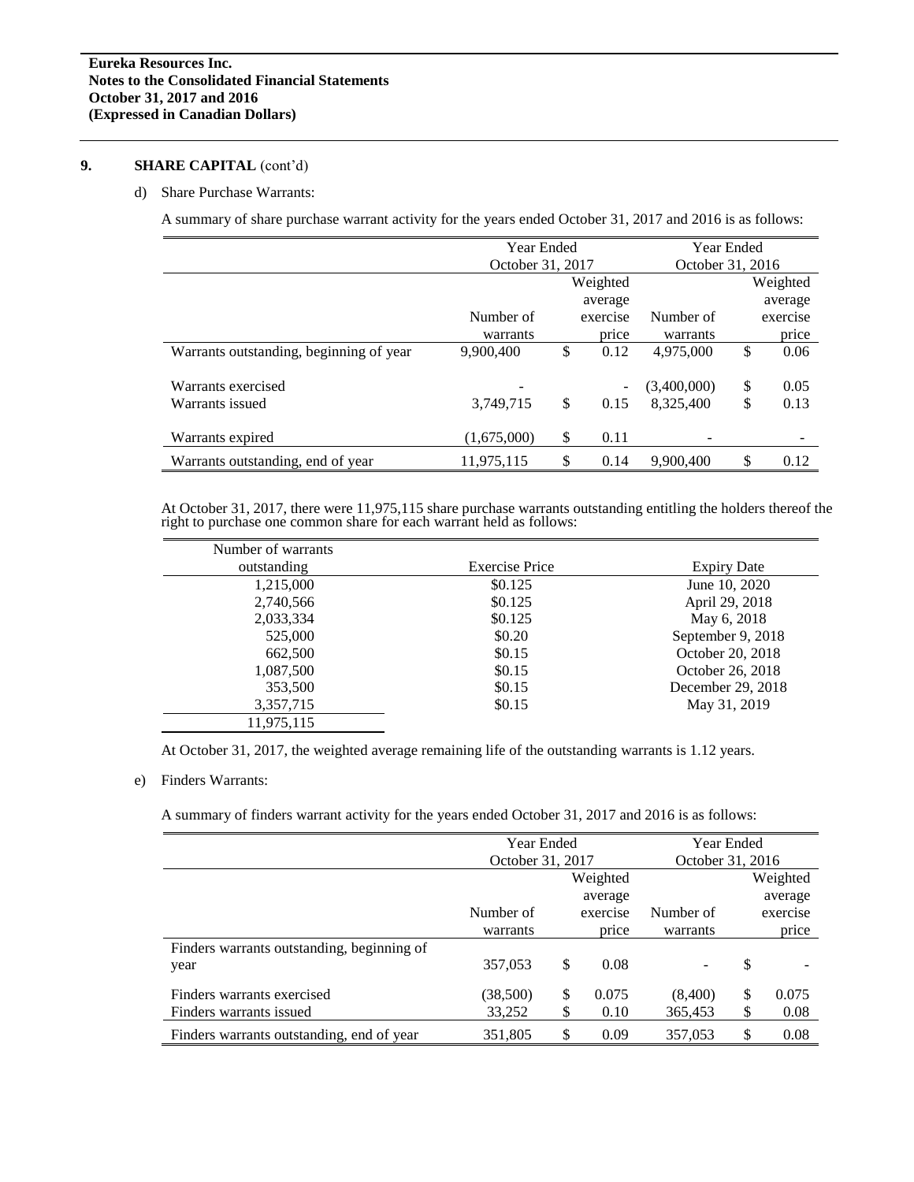## 9. SHARE CAPITAL (cont'd)

d) Share Purchase Warrants:

A summary of share purchase warrant activity for the years ended October 31, 2017 and 2016 is as follows:

| | Year Ended October 31, 2017 | | Year Ended October 31, 2016 | |
|---|---|---|---|---|
| | Number of warrants | Weighted average exercise price | Number of warrants | Weighted average exercise price |
| Warrants outstanding, beginning of year | 9,900,400 | $ 0.12 | 4,975,000 | $ 0.06 |
| Warrants exercised | - | - | (3,400,000) | $ 0.05 |
| Warrants issued | 3,749,715 | $ 0.15 | 8,325,400 | $ 0.13 |
| Warrants expired | (1,675,000) | $ 0.11 | - | - |
| Warrants outstanding, end of year | 11,975,115 | $ 0.14 | 9,900,400 | $ 0.12 |

At October 31, 2017, there were 11,975,115 share purchase warrants outstanding entitling the holders thereof the right to purchase one common share for each warrant held as follows:

| Number of warrants outstanding | Exercise Price | Expiry Date |
|---|---|---|
| 1,215,000 | $0.125 | June 10, 2020 |
| 2,740,566 | $0.125 | April 29, 2018 |
| 2,033,334 | $0.125 | May 6, 2018 |
| 525,000 | $0.20 | September 9, 2018 |
| 662,500 | $0.15 | October 20, 2018 |
| 1,087,500 | $0.15 | October 26, 2018 |
| 353,500 | $0.15 | December 29, 2018 |
| 3,357,715 | $0.15 | May 31, 2019 |
| 11,975,115 | | |

At October 31, 2017, the weighted average remaining life of the outstanding warrants is 1.12 years.

e) Finders Warrants:

A summary of finders warrant activity for the years ended October 31, 2017 and 2016 is as follows:

| | Year Ended October 31, 2017 | | Year Ended October 31, 2016 | |
|---|---|---|---|---|
| | Number of warrants | Weighted average exercise price | Number of warrants | Weighted average exercise price |
| Finders warrants outstanding, beginning of year | 357,053 | $ 0.08 | - | $ - |
| Finders warrants exercised | (38,500) | $ 0.075 | (8,400) | $ 0.075 |
| Finders warrants issued | 33,252 | $ 0.10 | 365,453 | $ 0.08 |
| Finders warrants outstanding, end of year | 351,805 | $ 0.09 | 357,053 | $ 0.08 |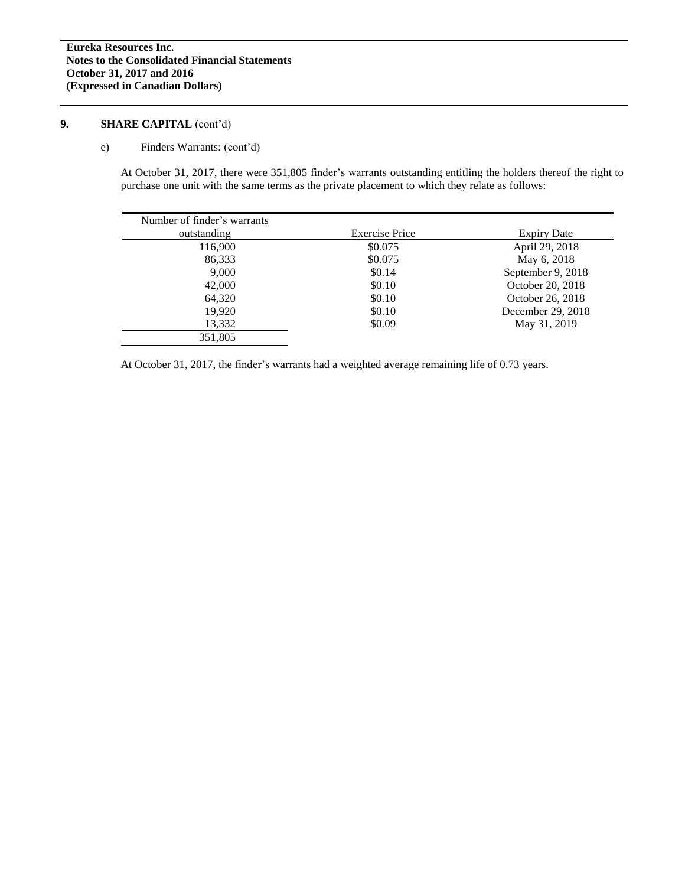## 9. SHARE CAPITAL (cont'd)

e) Finders Warrants: (cont'd)

At October 31, 2017, there were 351,805 finder's warrants outstanding entitling the holders thereof the right to purchase one unit with the same terms as the private placement to which they relate as follows:

| Number of finder's warrants outstanding | Exercise Price | Expiry Date |
|---|---|---|
| 116,900 | $0.075 | April 29, 2018 |
| 86,333 | $0.075 | May 6, 2018 |
| 9,000 | $0.14 | September 9, 2018 |
| 42,000 | $0.10 | October 20, 2018 |
| 64,320 | $0.10 | October 26, 2018 |
| 19,920 | $0.10 | December 29, 2018 |
| 13,332 | $0.09 | May 31, 2019 |
| 351,805 | | |

At October 31, 2017, the finder's warrants had a weighted average remaining life of 0.73 years.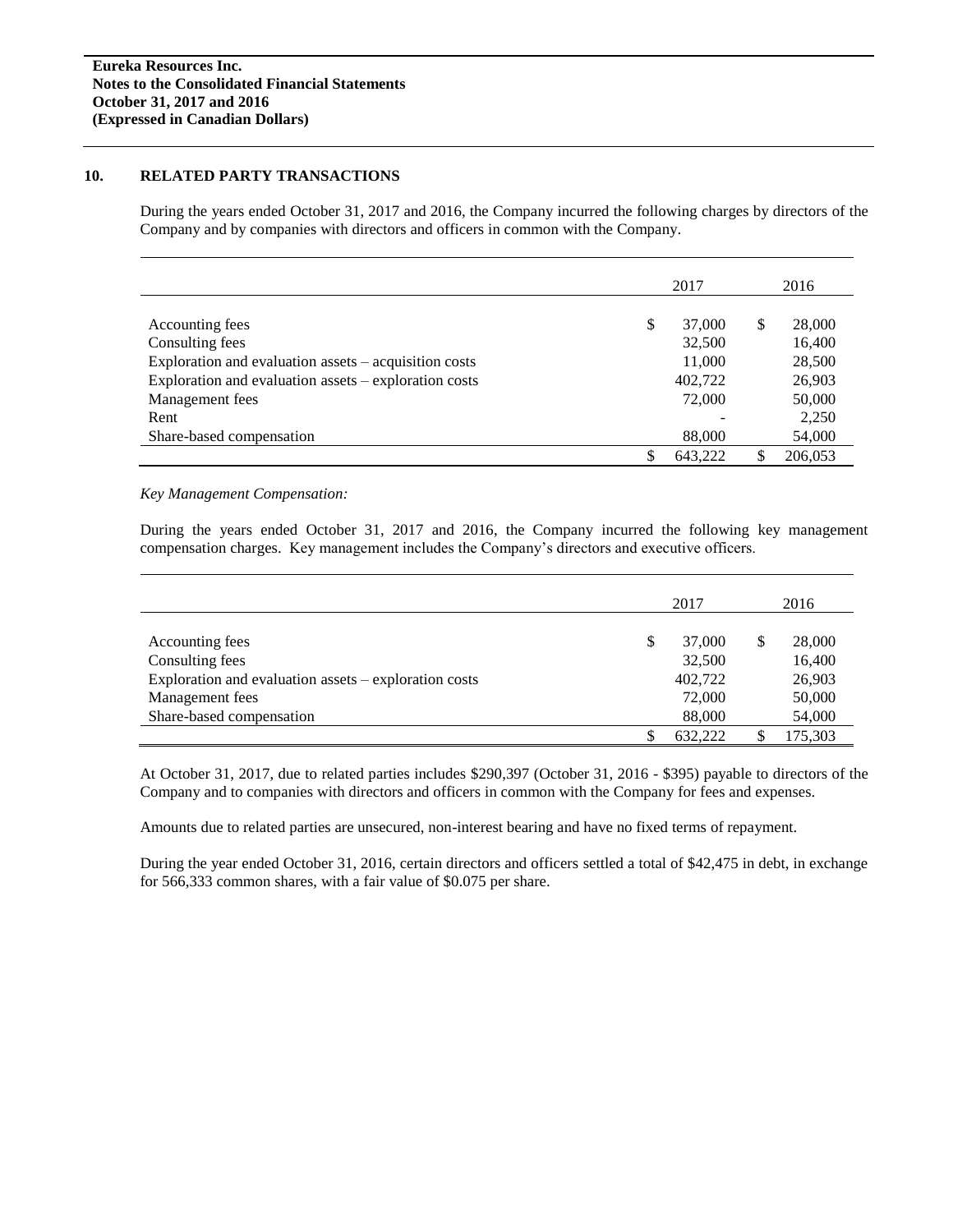## 10. RELATED PARTY TRANSACTIONS

During the years ended October 31, 2017 and 2016, the Company incurred the following charges by directors of the Company and by companies with directors and officers in common with the Company.

| | 2017 | 2016 |
|---|---|---|
| Accounting fees | $ 37,000 | $ 28,000 |
| Consulting fees | 32,500 | 16,400 |
| Exploration and evaluation assets – acquisition costs | 11,000 | 28,500 |
| Exploration and evaluation assets – exploration costs | 402,722 | 26,903 |
| Management fees | 72,000 | 50,000 |
| Rent | - | 2,250 |
| Share-based compensation | 88,000 | 54,000 |
| | $ 643,222 | $ 206,053 |

*Key Management Compensation:*

During the years ended October 31, 2017 and 2016, the Company incurred the following key management compensation charges. Key management includes the Company's directors and executive officers.

| | 2017 | 2016 |
|---|---|---|
| Accounting fees | $ 37,000 | $ 28,000 |
| Consulting fees | 32,500 | 16,400 |
| Exploration and evaluation assets – exploration costs | 402,722 | 26,903 |
| Management fees | 72,000 | 50,000 |
| Share-based compensation | 88,000 | 54,000 |
| | $ 632,222 | $ 175,303 |

At October 31, 2017, due to related parties includes $290,397 (October 31, 2016 - $395) payable to directors of the Company and to companies with directors and officers in common with the Company for fees and expenses.

Amounts due to related parties are unsecured, non-interest bearing and have no fixed terms of repayment.

During the year ended October 31, 2016, certain directors and officers settled a total of $42,475 in debt, in exchange for 566,333 common shares, with a fair value of $0.075 per share.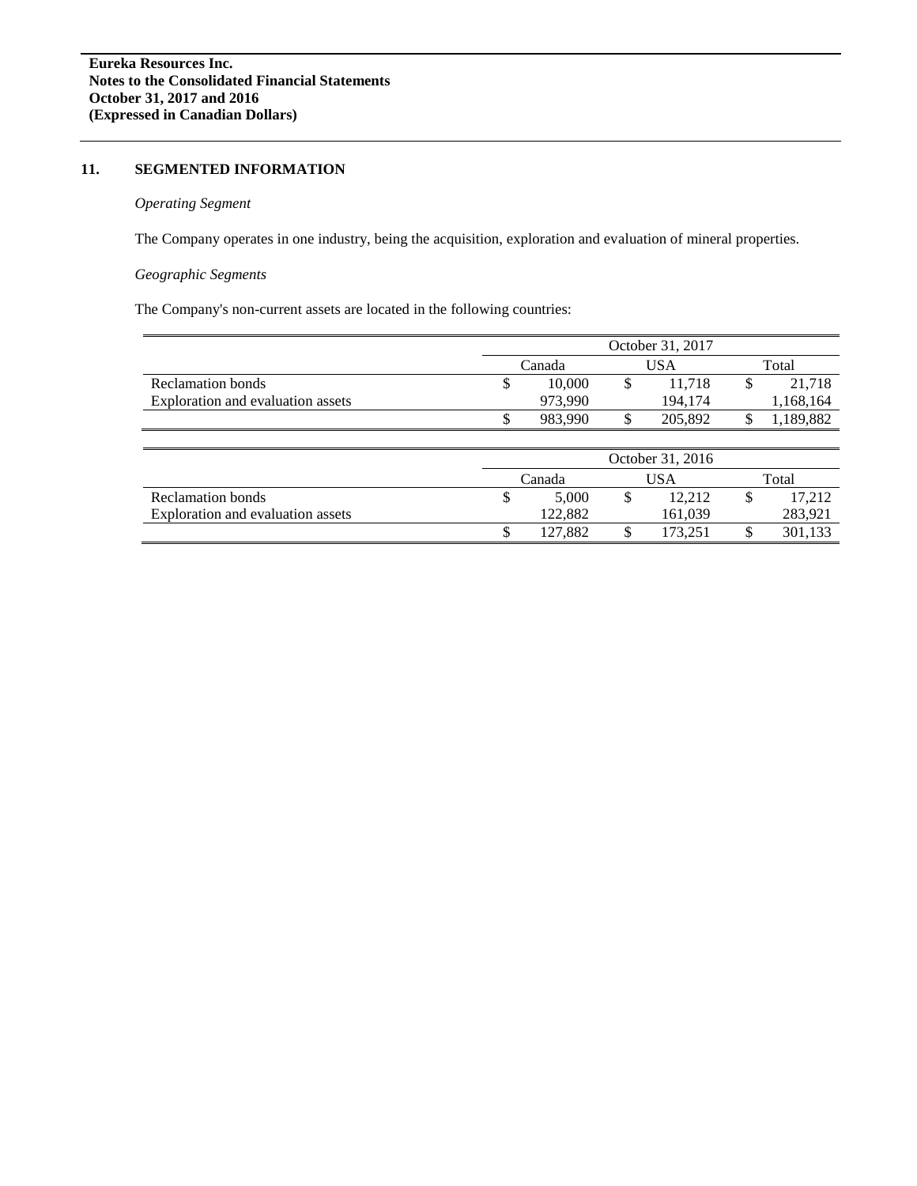## 11. SEGMENTED INFORMATION

*Operating Segment*

The Company operates in one industry, being the acquisition, exploration and evaluation of mineral properties.

*Geographic Segments*

The Company's non-current assets are located in the following countries:

| | October 31, 2017 | | |
|---|---|---|---|
| | Canada | USA | Total |
| Reclamation bonds | $ 10,000 | $ 11,718 | $ 21,718 |
| Exploration and evaluation assets | 973,990 | 194,174 | 1,168,164 |
| | $ 983,990 | $ 205,892 | $ 1,189,882 |

| | October 31, 2016 | | |
|---|---|---|---|
| | Canada | USA | Total |
| Reclamation bonds | $ 5,000 | $ 12,212 | $ 17,212 |
| Exploration and evaluation assets | 122,882 | 161,039 | 283,921 |
| | $ 127,882 | $ 173,251 | $ 301,133 |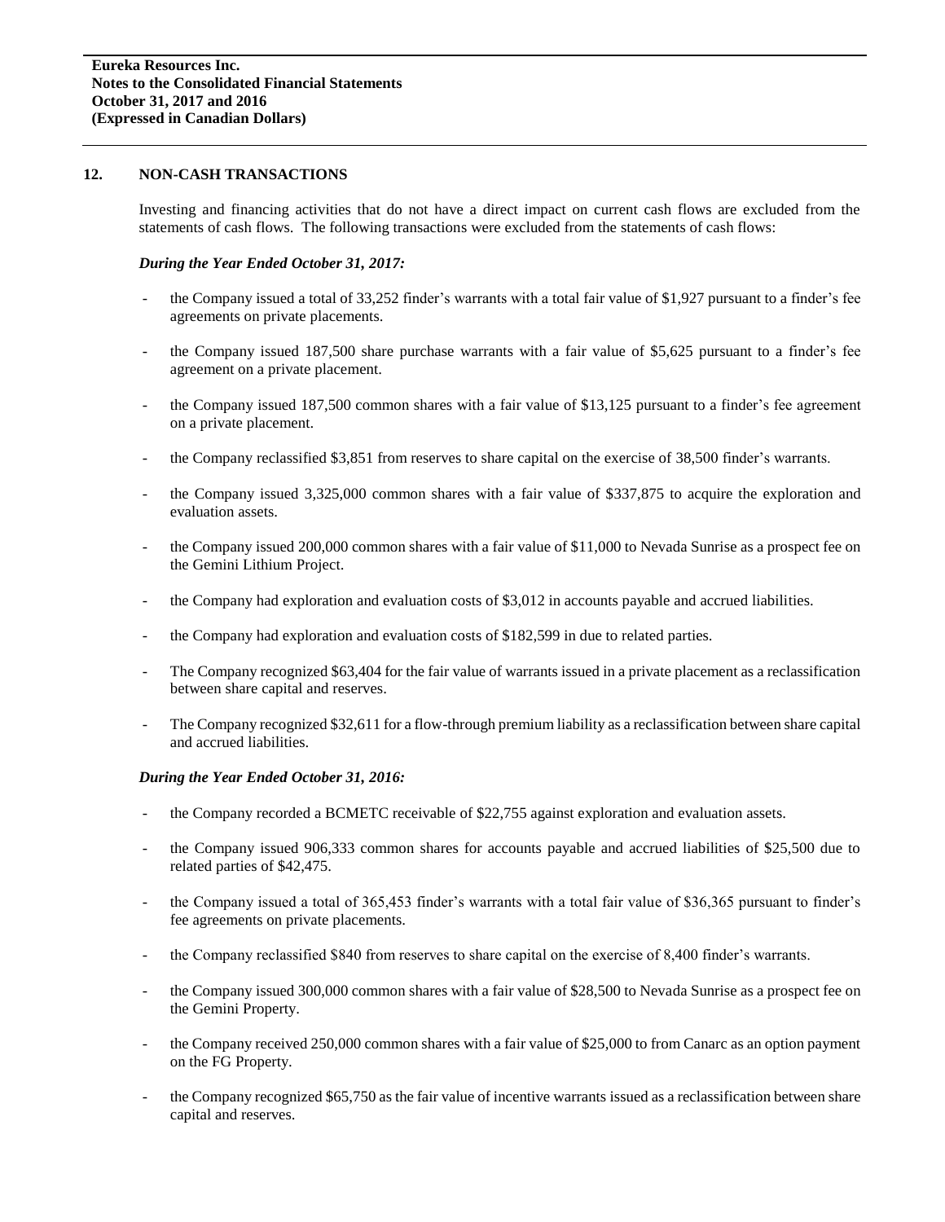## 12. NON-CASH TRANSACTIONS

Investing and financing activities that do not have a direct impact on current cash flows are excluded from the statements of cash flows. The following transactions were excluded from the statements of cash flows:

***During the Year Ended October 31, 2017:***

- the Company issued a total of 33,252 finder's warrants with a total fair value of $1,927 pursuant to a finder's fee agreements on private placements.
- the Company issued 187,500 share purchase warrants with a fair value of $5,625 pursuant to a finder's fee agreement on a private placement.
- the Company issued 187,500 common shares with a fair value of $13,125 pursuant to a finder's fee agreement on a private placement.
- the Company reclassified $3,851 from reserves to share capital on the exercise of 38,500 finder's warrants.
- the Company issued 3,325,000 common shares with a fair value of $337,875 to acquire the exploration and evaluation assets.
- the Company issued 200,000 common shares with a fair value of $11,000 to Nevada Sunrise as a prospect fee on the Gemini Lithium Project.
- the Company had exploration and evaluation costs of $3,012 in accounts payable and accrued liabilities.
- the Company had exploration and evaluation costs of $182,599 in due to related parties.
- The Company recognized $63,404 for the fair value of warrants issued in a private placement as a reclassification between share capital and reserves.
- The Company recognized $32,611 for a flow-through premium liability as a reclassification between share capital and accrued liabilities.

***During the Year Ended October 31, 2016:***

- the Company recorded a BCMETC receivable of $22,755 against exploration and evaluation assets.
- the Company issued 906,333 common shares for accounts payable and accrued liabilities of $25,500 due to related parties of $42,475.
- the Company issued a total of 365,453 finder's warrants with a total fair value of $36,365 pursuant to finder's fee agreements on private placements.
- the Company reclassified $840 from reserves to share capital on the exercise of 8,400 finder's warrants.
- the Company issued 300,000 common shares with a fair value of $28,500 to Nevada Sunrise as a prospect fee on the Gemini Property.
- the Company received 250,000 common shares with a fair value of $25,000 to from Canarc as an option payment on the FG Property.
- the Company recognized $65,750 as the fair value of incentive warrants issued as a reclassification between share capital and reserves.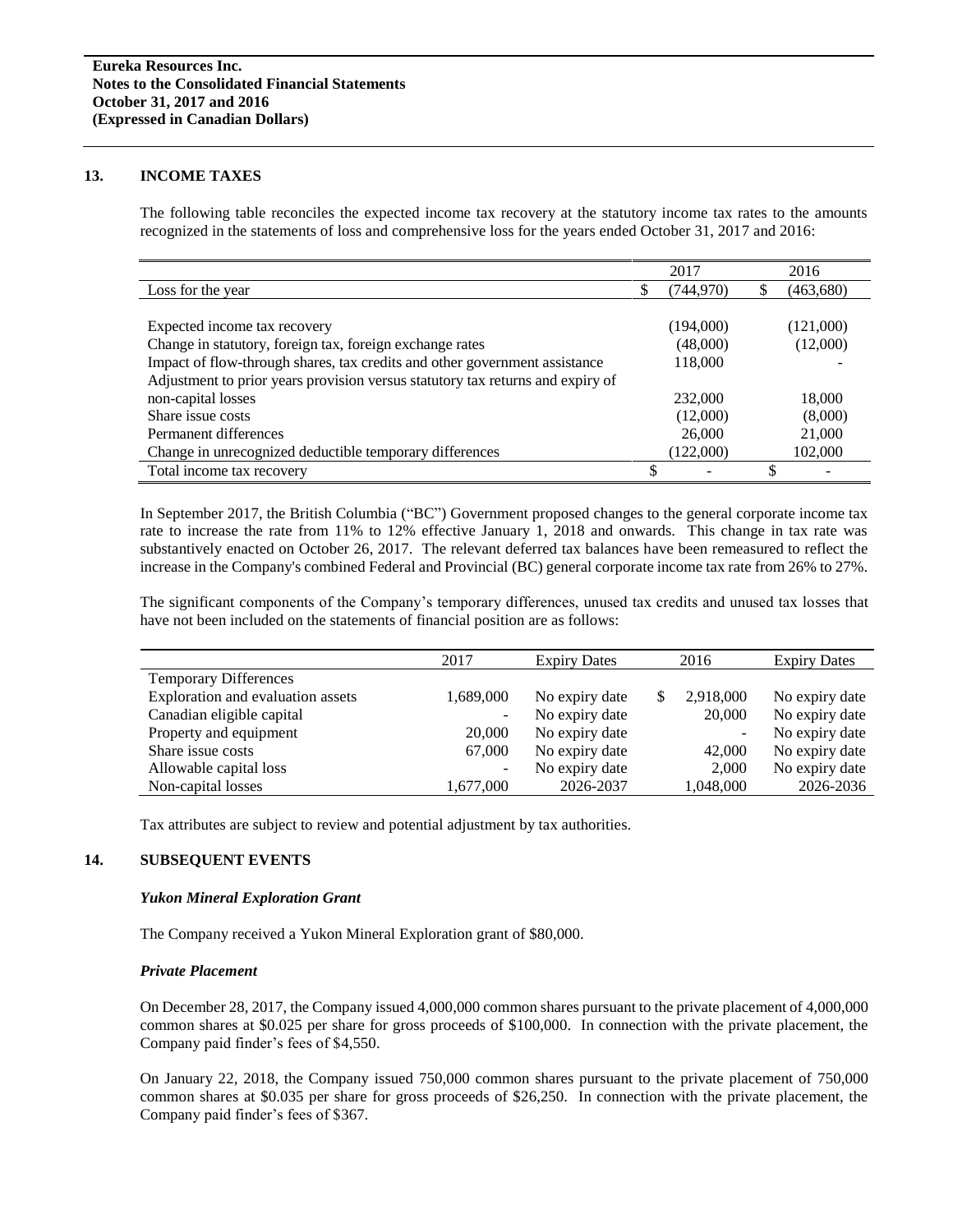**Eureka Resources Inc.**
**Notes to the Consolidated Financial Statements**
**October 31, 2017 and 2016**
**(Expressed in Canadian Dollars)**

## 13. INCOME TAXES

The following table reconciles the expected income tax recovery at the statutory income tax rates to the amounts recognized in the statements of loss and comprehensive loss for the years ended October 31, 2017 and 2016:

| | 2017 | 2016 |
|---|---|---|
| Loss for the year | $ (744,970) | $ (463,680) |
| | | |
| Expected income tax recovery | (194,000) | (121,000) |
| Change in statutory, foreign tax, foreign exchange rates | (48,000) | (12,000) |
| Impact of flow-through shares, tax credits and other government assistance | 118,000 | - |
| Adjustment to prior years provision versus statutory tax returns and expiry of non-capital losses | 232,000 | 18,000 |
| Share issue costs | (12,000) | (8,000) |
| Permanent differences | 26,000 | 21,000 |
| Change in unrecognized deductible temporary differences | (122,000) | 102,000 |
| Total income tax recovery | $ - | $ - |

In September 2017, the British Columbia ("BC") Government proposed changes to the general corporate income tax rate to increase the rate from 11% to 12% effective January 1, 2018 and onwards. This change in tax rate was substantively enacted on October 26, 2017. The relevant deferred tax balances have been remeasured to reflect the increase in the Company's combined Federal and Provincial (BC) general corporate income tax rate from 26% to 27%.

The significant components of the Company's temporary differences, unused tax credits and unused tax losses that have not been included on the statements of financial position are as follows:

| | 2017 | Expiry Dates | 2016 | Expiry Dates |
|---|---|---|---|---|
| Temporary Differences | | | | |
| Exploration and evaluation assets | 1,689,000 | No expiry date | $ 2,918,000 | No expiry date |
| Canadian eligible capital | - | No expiry date | 20,000 | No expiry date |
| Property and equipment | 20,000 | No expiry date | - | No expiry date |
| Share issue costs | 67,000 | No expiry date | 42,000 | No expiry date |
| Allowable capital loss | - | No expiry date | 2,000 | No expiry date |
| Non-capital losses | 1,677,000 | 2026-2037 | 1,048,000 | 2026-2036 |

Tax attributes are subject to review and potential adjustment by tax authorities.

## 14. SUBSEQUENT EVENTS

***Yukon Mineral Exploration Grant***

The Company received a Yukon Mineral Exploration grant of $80,000.

***Private Placement***

On December 28, 2017, the Company issued 4,000,000 common shares pursuant to the private placement of 4,000,000 common shares at $0.025 per share for gross proceeds of $100,000. In connection with the private placement, the Company paid finder's fees of $4,550.

On January 22, 2018, the Company issued 750,000 common shares pursuant to the private placement of 750,000 common shares at $0.035 per share for gross proceeds of $26,250. In connection with the private placement, the Company paid finder's fees of $367.